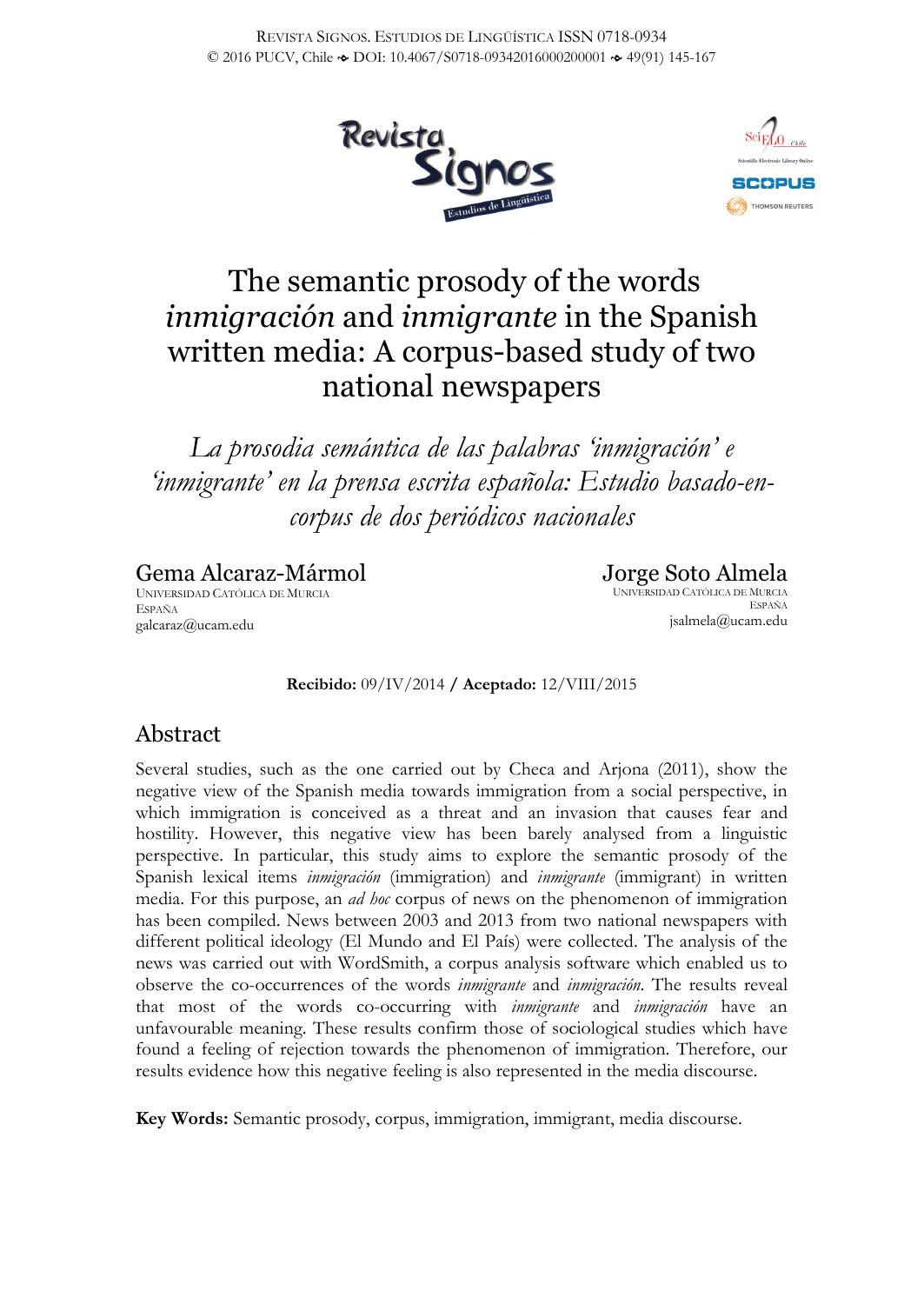# The semantic prosody of the words *inmigración* and *inmigrante* in the Spanish written media: A corpus-based study of two national newspapers

## *La prosodia semántica de las palabras 'inmigración' e 'inmigrante' en la prensa escrita española: Estudio basado-en-corpus de dos periódicos nacionales*

**Gema Alcaraz-Mármol**
Universidad Católica de Murcia
España
galcaraz@ucam.edu

**Jorge Soto Almela**
Universidad Católica de Murcia
España
jsalmela@ucam.edu

**Recibido:** 09/IV/2014 / **Aceptado:** 12/VIII/2015

## Abstract

Several studies, such as the one carried out by Checa and Arjona (2011), show the negative view of the Spanish media towards immigration from a social perspective, in which immigration is conceived as a threat and an invasion that causes fear and hostility. However, this negative view has been barely analysed from a linguistic perspective. In particular, this study aims to explore the semantic prosody of the Spanish lexical items *inmigración* (immigration) and *inmigrante* (immigrant) in written media. For this purpose, an *ad hoc* corpus of news on the phenomenon of immigration has been compiled. News between 2003 and 2013 from two national newspapers with different political ideology (El Mundo and El País) were collected. The analysis of the news was carried out with WordSmith, a corpus analysis software which enabled us to observe the co-occurrences of the words *inmigrante* and *inmigración*. The results reveal that most of the words co-occurring with *inmigrante* and *inmigración* have an unfavourable meaning. These results confirm those of sociological studies which have found a feeling of rejection towards the phenomenon of immigration. Therefore, our results evidence how this negative feeling is also represented in the media discourse.

**Key Words:** Semantic prosody, corpus, immigration, immigrant, media discourse.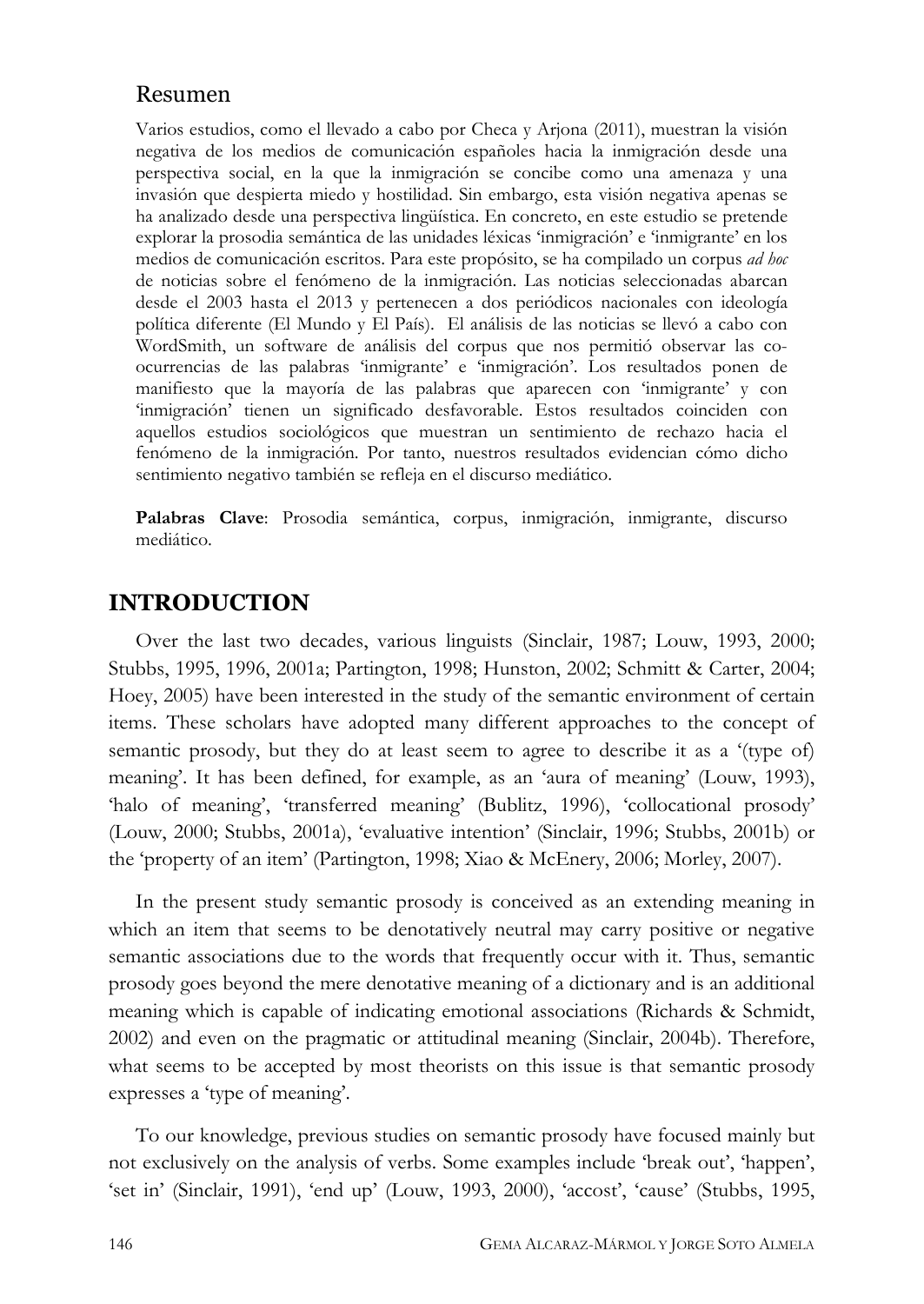## Resumen

Varios estudios, como el llevado a cabo por Checa y Arjona (2011), muestran la visión negativa de los medios de comunicación españoles hacia la inmigración desde una perspectiva social, en la que la inmigración se concibe como una amenaza y una invasión que despierta miedo y hostilidad. Sin embargo, esta visión negativa apenas se ha analizado desde una perspectiva lingüística. En concreto, en este estudio se pretende explorar la prosodia semántica de las unidades léxicas 'inmigración' e 'inmigrante' en los medios de comunicación escritos. Para este propósito, se ha compilado un corpus *ad hoc* de noticias sobre el fenómeno de la inmigración. Las noticias seleccionadas abarcan desde el 2003 hasta el 2013 y pertenecen a dos periódicos nacionales con ideología política diferente (El Mundo y El País). El análisis de las noticias se llevó a cabo con WordSmith, un software de análisis del corpus que nos permitió observar las co-ocurrencias de las palabras 'inmigrante' e 'inmigración'. Los resultados ponen de manifiesto que la mayoría de las palabras que aparecen con 'inmigrante' y con 'inmigración' tienen un significado desfavorable. Estos resultados coinciden con aquellos estudios sociológicos que muestran un sentimiento de rechazo hacia el fenómeno de la inmigración. Por tanto, nuestros resultados evidencian cómo dicho sentimiento negativo también se refleja en el discurso mediático.

**Palabras Clave**: Prosodia semántica, corpus, inmigración, inmigrante, discurso mediático.

# INTRODUCTION

Over the last two decades, various linguists (Sinclair, 1987; Louw, 1993, 2000; Stubbs, 1995, 1996, 2001a; Partington, 1998; Hunston, 2002; Schmitt & Carter, 2004; Hoey, 2005) have been interested in the study of the semantic environment of certain items. These scholars have adopted many different approaches to the concept of semantic prosody, but they do at least seem to agree to describe it as a '(type of) meaning'. It has been defined, for example, as an 'aura of meaning' (Louw, 1993), 'halo of meaning', 'transferred meaning' (Bublitz, 1996), 'collocational prosody' (Louw, 2000; Stubbs, 2001a), 'evaluative intention' (Sinclair, 1996; Stubbs, 2001b) or the 'property of an item' (Partington, 1998; Xiao & McEnery, 2006; Morley, 2007).

In the present study semantic prosody is conceived as an extending meaning in which an item that seems to be denotatively neutral may carry positive or negative semantic associations due to the words that frequently occur with it. Thus, semantic prosody goes beyond the mere denotative meaning of a dictionary and is an additional meaning which is capable of indicating emotional associations (Richards & Schmidt, 2002) and even on the pragmatic or attitudinal meaning (Sinclair, 2004b). Therefore, what seems to be accepted by most theorists on this issue is that semantic prosody expresses a 'type of meaning'.

To our knowledge, previous studies on semantic prosody have focused mainly but not exclusively on the analysis of verbs. Some examples include 'break out', 'happen', 'set in' (Sinclair, 1991), 'end up' (Louw, 1993, 2000), 'accost', 'cause' (Stubbs, 1995,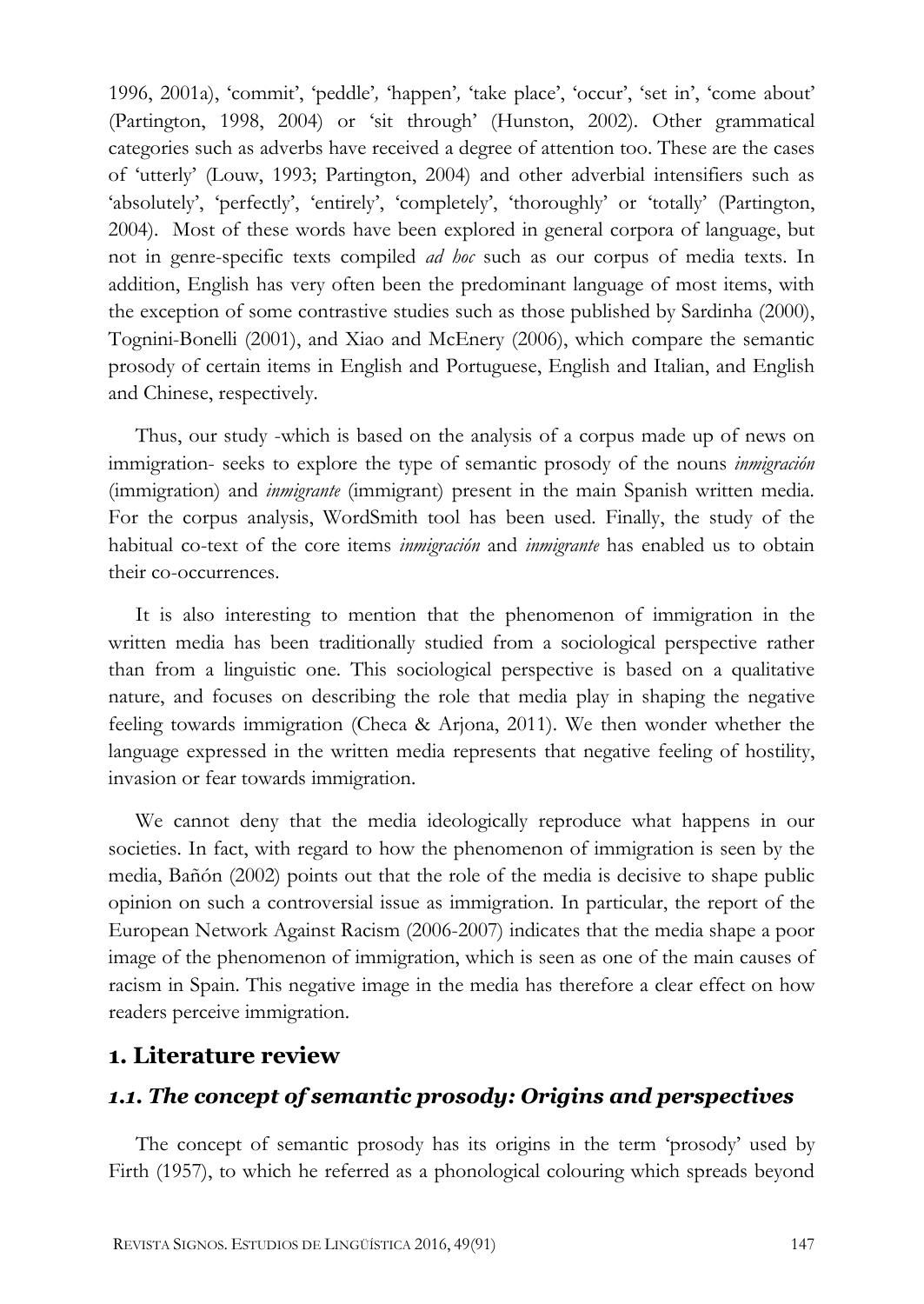1996, 2001a), 'commit', 'peddle', 'happen', 'take place', 'occur', 'set in', 'come about' (Partington, 1998, 2004) or 'sit through' (Hunston, 2002). Other grammatical categories such as adverbs have received a degree of attention too. These are the cases of 'utterly' (Louw, 1993; Partington, 2004) and other adverbial intensifiers such as 'absolutely', 'perfectly', 'entirely', 'completely', 'thoroughly' or 'totally' (Partington, 2004). Most of these words have been explored in general corpora of language, but not in genre-specific texts compiled *ad hoc* such as our corpus of media texts. In addition, English has very often been the predominant language of most items, with the exception of some contrastive studies such as those published by Sardinha (2000), Tognini-Bonelli (2001), and Xiao and McEnery (2006), which compare the semantic prosody of certain items in English and Portuguese, English and Italian, and English and Chinese, respectively.

Thus, our study -which is based on the analysis of a corpus made up of news on immigration- seeks to explore the type of semantic prosody of the nouns *inmigración* (immigration) and *inmigrante* (immigrant) present in the main Spanish written media. For the corpus analysis, WordSmith tool has been used. Finally, the study of the habitual co-text of the core items *inmigración* and *inmigrante* has enabled us to obtain their co-occurrences.

It is also interesting to mention that the phenomenon of immigration in the written media has been traditionally studied from a sociological perspective rather than from a linguistic one. This sociological perspective is based on a qualitative nature, and focuses on describing the role that media play in shaping the negative feeling towards immigration (Checa & Arjona, 2011). We then wonder whether the language expressed in the written media represents that negative feeling of hostility, invasion or fear towards immigration.

We cannot deny that the media ideologically reproduce what happens in our societies. In fact, with regard to how the phenomenon of immigration is seen by the media, Bañón (2002) points out that the role of the media is decisive to shape public opinion on such a controversial issue as immigration. In particular, the report of the European Network Against Racism (2006-2007) indicates that the media shape a poor image of the phenomenon of immigration, which is seen as one of the main causes of racism in Spain. This negative image in the media has therefore a clear effect on how readers perceive immigration.

## 1. Literature review

### *1.1. The concept of semantic prosody: Origins and perspectives*

The concept of semantic prosody has its origins in the term 'prosody' used by Firth (1957), to which he referred as a phonological colouring which spreads beyond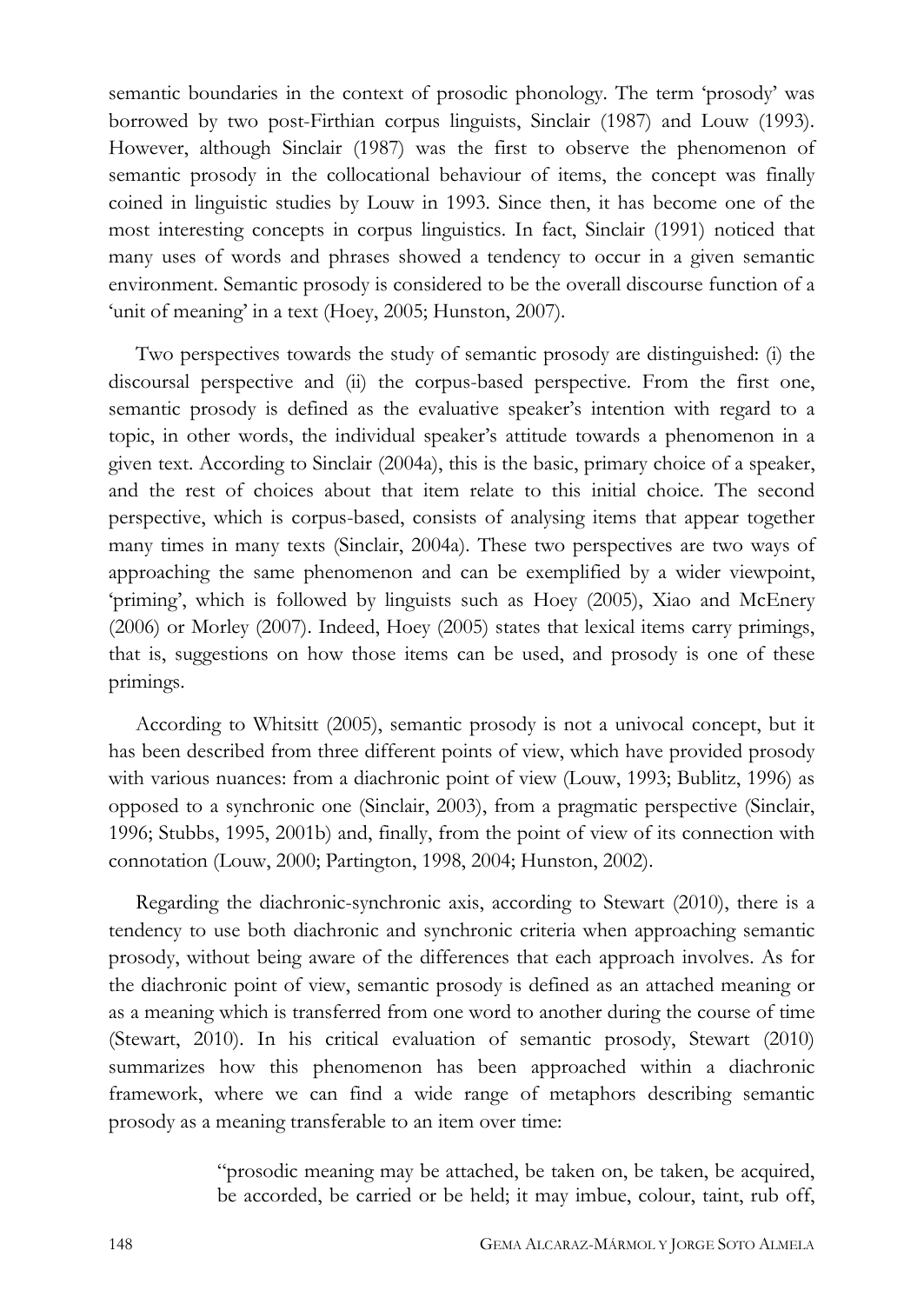semantic boundaries in the context of prosodic phonology. The term 'prosody' was borrowed by two post-Firthian corpus linguists, Sinclair (1987) and Louw (1993). However, although Sinclair (1987) was the first to observe the phenomenon of semantic prosody in the collocational behaviour of items, the concept was finally coined in linguistic studies by Louw in 1993. Since then, it has become one of the most interesting concepts in corpus linguistics. In fact, Sinclair (1991) noticed that many uses of words and phrases showed a tendency to occur in a given semantic environment. Semantic prosody is considered to be the overall discourse function of a 'unit of meaning' in a text (Hoey, 2005; Hunston, 2007).

Two perspectives towards the study of semantic prosody are distinguished: (i) the discoursal perspective and (ii) the corpus-based perspective. From the first one, semantic prosody is defined as the evaluative speaker's intention with regard to a topic, in other words, the individual speaker's attitude towards a phenomenon in a given text. According to Sinclair (2004a), this is the basic, primary choice of a speaker, and the rest of choices about that item relate to this initial choice. The second perspective, which is corpus-based, consists of analysing items that appear together many times in many texts (Sinclair, 2004a). These two perspectives are two ways of approaching the same phenomenon and can be exemplified by a wider viewpoint, 'priming', which is followed by linguists such as Hoey (2005), Xiao and McEnery (2006) or Morley (2007). Indeed, Hoey (2005) states that lexical items carry primings, that is, suggestions on how those items can be used, and prosody is one of these primings.

According to Whitsitt (2005), semantic prosody is not a univocal concept, but it has been described from three different points of view, which have provided prosody with various nuances: from a diachronic point of view (Louw, 1993; Bublitz, 1996) as opposed to a synchronic one (Sinclair, 2003), from a pragmatic perspective (Sinclair, 1996; Stubbs, 1995, 2001b) and, finally, from the point of view of its connection with connotation (Louw, 2000; Partington, 1998, 2004; Hunston, 2002).

Regarding the diachronic-synchronic axis, according to Stewart (2010), there is a tendency to use both diachronic and synchronic criteria when approaching semantic prosody, without being aware of the differences that each approach involves. As for the diachronic point of view, semantic prosody is defined as an attached meaning or as a meaning which is transferred from one word to another during the course of time (Stewart, 2010). In his critical evaluation of semantic prosody, Stewart (2010) summarizes how this phenomenon has been approached within a diachronic framework, where we can find a wide range of metaphors describing semantic prosody as a meaning transferable to an item over time:

> "prosodic meaning may be attached, be taken on, be taken, be acquired, be accorded, be carried or be held; it may imbue, colour, taint, rub off,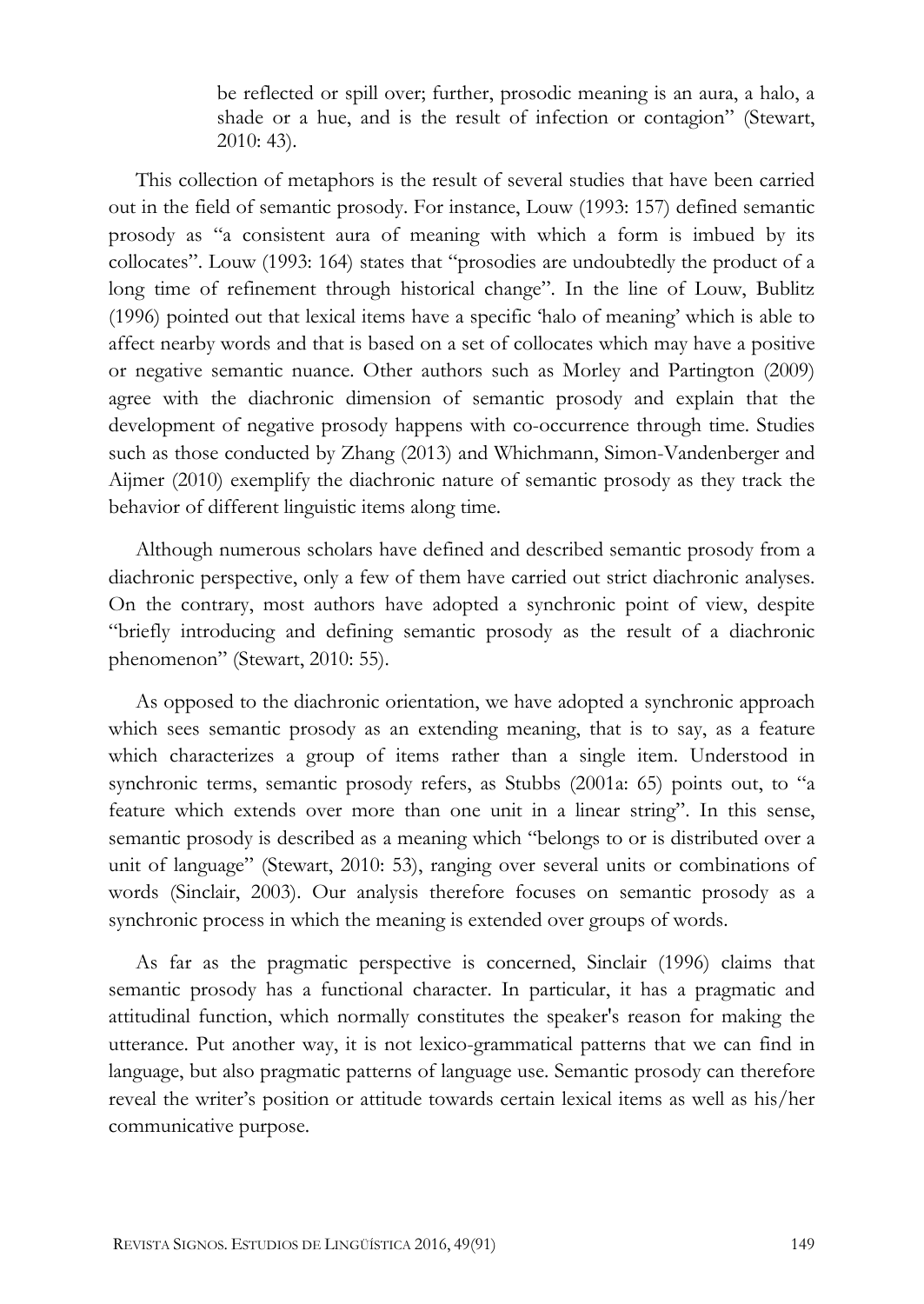be reflected or spill over; further, prosodic meaning is an aura, a halo, a shade or a hue, and is the result of infection or contagion" (Stewart, 2010: 43).

This collection of metaphors is the result of several studies that have been carried out in the field of semantic prosody. For instance, Louw (1993: 157) defined semantic prosody as "a consistent aura of meaning with which a form is imbued by its collocates". Louw (1993: 164) states that "prosodies are undoubtedly the product of a long time of refinement through historical change". In the line of Louw, Bublitz (1996) pointed out that lexical items have a specific 'halo of meaning' which is able to affect nearby words and that is based on a set of collocates which may have a positive or negative semantic nuance. Other authors such as Morley and Partington (2009) agree with the diachronic dimension of semantic prosody and explain that the development of negative prosody happens with co-occurrence through time. Studies such as those conducted by Zhang (2013) and Whichmann, Simon-Vandenberger and Aijmer (2010) exemplify the diachronic nature of semantic prosody as they track the behavior of different linguistic items along time.

Although numerous scholars have defined and described semantic prosody from a diachronic perspective, only a few of them have carried out strict diachronic analyses. On the contrary, most authors have adopted a synchronic point of view, despite "briefly introducing and defining semantic prosody as the result of a diachronic phenomenon" (Stewart, 2010: 55).

As opposed to the diachronic orientation, we have adopted a synchronic approach which sees semantic prosody as an extending meaning, that is to say, as a feature which characterizes a group of items rather than a single item. Understood in synchronic terms, semantic prosody refers, as Stubbs (2001a: 65) points out, to "a feature which extends over more than one unit in a linear string". In this sense, semantic prosody is described as a meaning which "belongs to or is distributed over a unit of language" (Stewart, 2010: 53), ranging over several units or combinations of words (Sinclair, 2003). Our analysis therefore focuses on semantic prosody as a synchronic process in which the meaning is extended over groups of words.

As far as the pragmatic perspective is concerned, Sinclair (1996) claims that semantic prosody has a functional character. In particular, it has a pragmatic and attitudinal function, which normally constitutes the speaker's reason for making the utterance. Put another way, it is not lexico-grammatical patterns that we can find in language, but also pragmatic patterns of language use. Semantic prosody can therefore reveal the writer's position or attitude towards certain lexical items as well as his/her communicative purpose.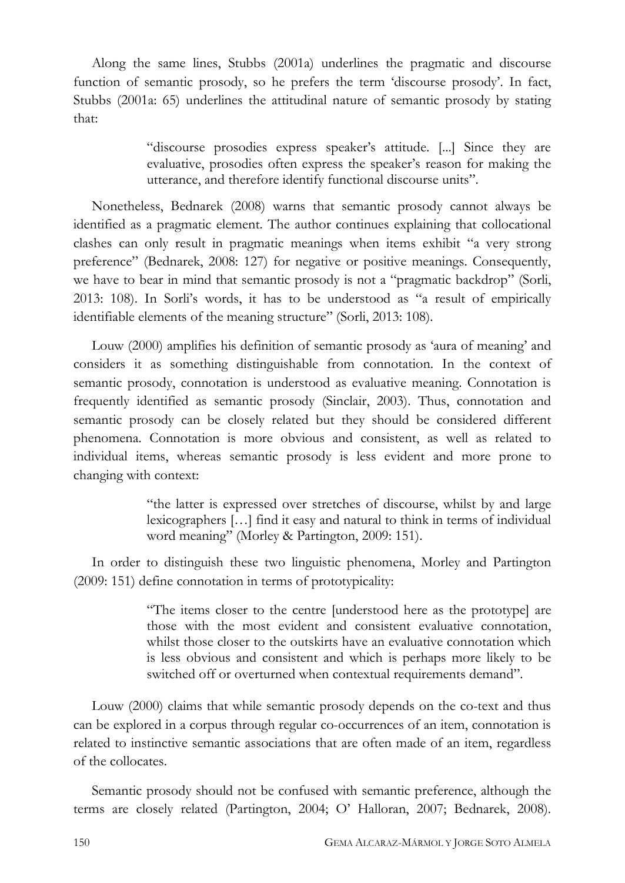Along the same lines, Stubbs (2001a) underlines the pragmatic and discourse function of semantic prosody, so he prefers the term 'discourse prosody'. In fact, Stubbs (2001a: 65) underlines the attitudinal nature of semantic prosody by stating that:

> "discourse prosodies express speaker's attitude. [...] Since they are evaluative, prosodies often express the speaker's reason for making the utterance, and therefore identify functional discourse units".

Nonetheless, Bednarek (2008) warns that semantic prosody cannot always be identified as a pragmatic element. The author continues explaining that collocational clashes can only result in pragmatic meanings when items exhibit "a very strong preference" (Bednarek, 2008: 127) for negative or positive meanings. Consequently, we have to bear in mind that semantic prosody is not a "pragmatic backdrop" (Sorli, 2013: 108). In Sorli's words, it has to be understood as "a result of empirically identifiable elements of the meaning structure" (Sorli, 2013: 108).

Louw (2000) amplifies his definition of semantic prosody as 'aura of meaning' and considers it as something distinguishable from connotation. In the context of semantic prosody, connotation is understood as evaluative meaning. Connotation is frequently identified as semantic prosody (Sinclair, 2003). Thus, connotation and semantic prosody can be closely related but they should be considered different phenomena. Connotation is more obvious and consistent, as well as related to individual items, whereas semantic prosody is less evident and more prone to changing with context:

> "the latter is expressed over stretches of discourse, whilst by and large lexicographers […] find it easy and natural to think in terms of individual word meaning" (Morley & Partington, 2009: 151).

In order to distinguish these two linguistic phenomena, Morley and Partington (2009: 151) define connotation in terms of prototypicality:

> "The items closer to the centre [understood here as the prototype] are those with the most evident and consistent evaluative connotation, whilst those closer to the outskirts have an evaluative connotation which is less obvious and consistent and which is perhaps more likely to be switched off or overturned when contextual requirements demand".

Louw (2000) claims that while semantic prosody depends on the co-text and thus can be explored in a corpus through regular co-occurrences of an item, connotation is related to instinctive semantic associations that are often made of an item, regardless of the collocates.

Semantic prosody should not be confused with semantic preference, although the terms are closely related (Partington, 2004; O' Halloran, 2007; Bednarek, 2008).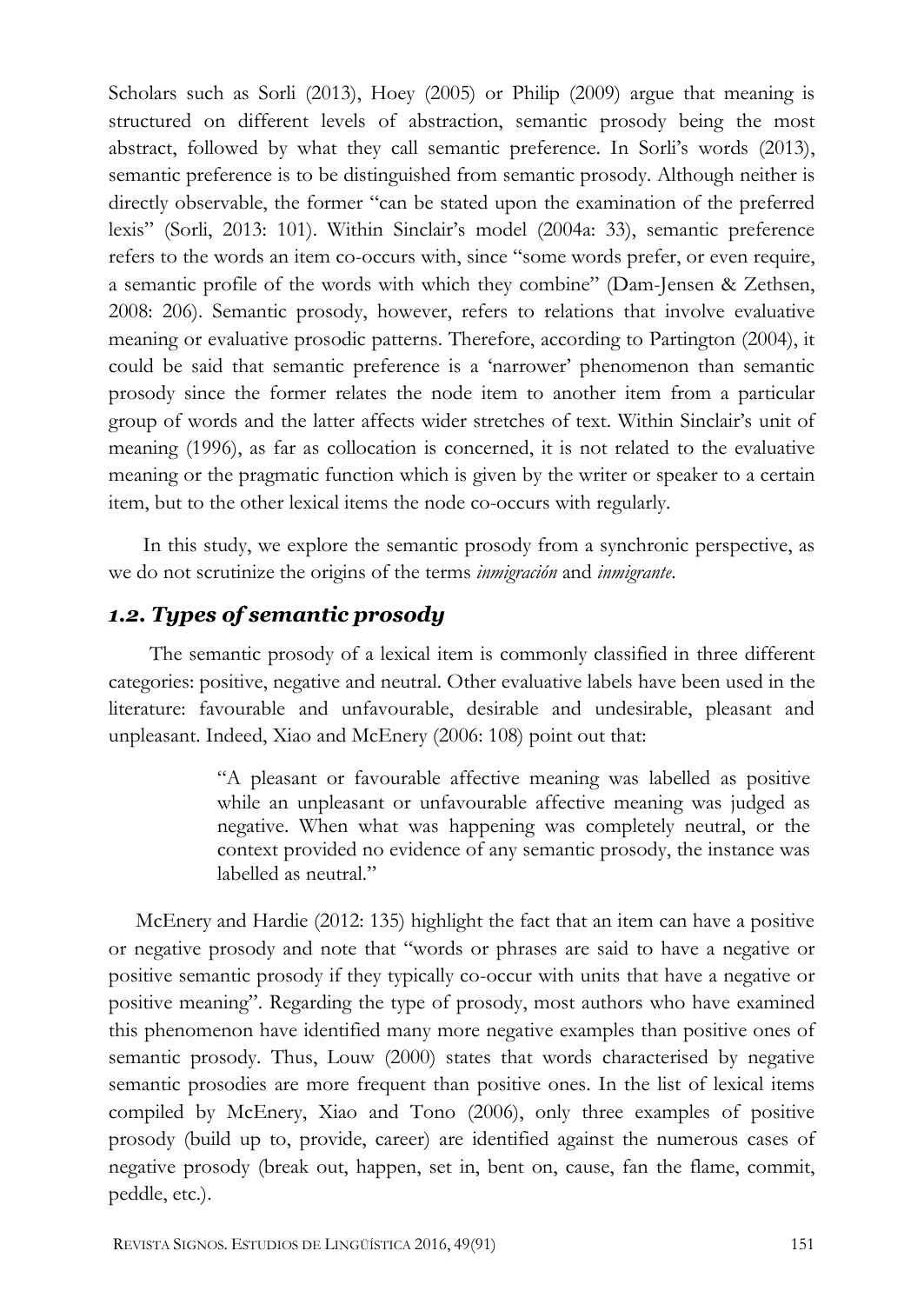Scholars such as Sorli (2013), Hoey (2005) or Philip (2009) argue that meaning is structured on different levels of abstraction, semantic prosody being the most abstract, followed by what they call semantic preference. In Sorli's words (2013), semantic preference is to be distinguished from semantic prosody. Although neither is directly observable, the former "can be stated upon the examination of the preferred lexis" (Sorli, 2013: 101). Within Sinclair's model (2004a: 33), semantic preference refers to the words an item co-occurs with, since "some words prefer, or even require, a semantic profile of the words with which they combine" (Dam-Jensen & Zethsen, 2008: 206). Semantic prosody, however, refers to relations that involve evaluative meaning or evaluative prosodic patterns. Therefore, according to Partington (2004), it could be said that semantic preference is a 'narrower' phenomenon than semantic prosody since the former relates the node item to another item from a particular group of words and the latter affects wider stretches of text. Within Sinclair's unit of meaning (1996), as far as collocation is concerned, it is not related to the evaluative meaning or the pragmatic function which is given by the writer or speaker to a certain item, but to the other lexical items the node co-occurs with regularly.

In this study, we explore the semantic prosody from a synchronic perspective, as we do not scrutinize the origins of the terms *inmigración* and *inmigrante*.

## *1.2. Types of semantic prosody*

The semantic prosody of a lexical item is commonly classified in three different categories: positive, negative and neutral. Other evaluative labels have been used in the literature: favourable and unfavourable, desirable and undesirable, pleasant and unpleasant. Indeed, Xiao and McEnery (2006: 108) point out that:

> "A pleasant or favourable affective meaning was labelled as positive while an unpleasant or unfavourable affective meaning was judged as negative. When what was happening was completely neutral, or the context provided no evidence of any semantic prosody, the instance was labelled as neutral."

McEnery and Hardie (2012: 135) highlight the fact that an item can have a positive or negative prosody and note that "words or phrases are said to have a negative or positive semantic prosody if they typically co-occur with units that have a negative or positive meaning". Regarding the type of prosody, most authors who have examined this phenomenon have identified many more negative examples than positive ones of semantic prosody. Thus, Louw (2000) states that words characterised by negative semantic prosodies are more frequent than positive ones. In the list of lexical items compiled by McEnery, Xiao and Tono (2006), only three examples of positive prosody (build up to, provide, career) are identified against the numerous cases of negative prosody (break out, happen, set in, bent on, cause, fan the flame, commit, peddle, etc.).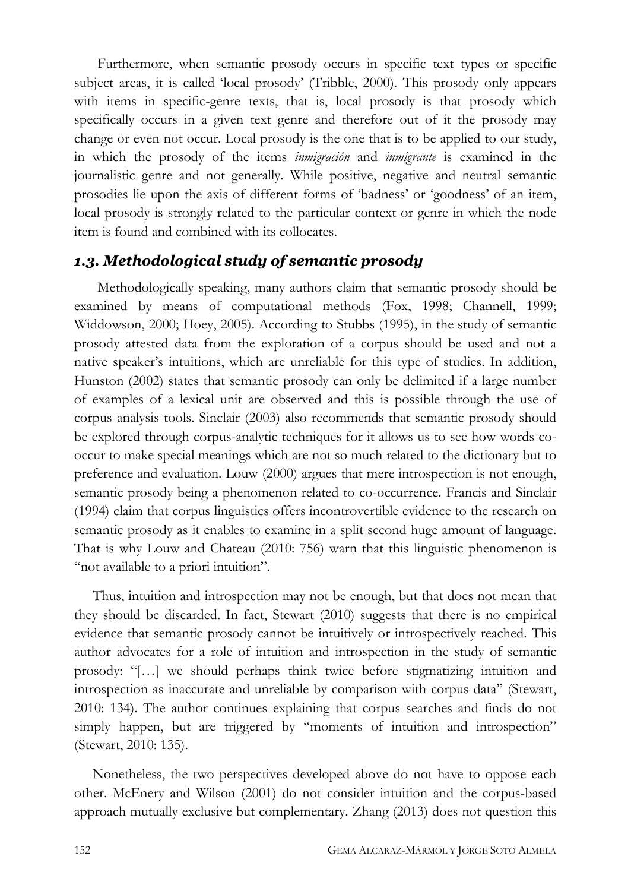Furthermore, when semantic prosody occurs in specific text types or specific subject areas, it is called 'local prosody' (Tribble, 2000). This prosody only appears with items in specific-genre texts, that is, local prosody is that prosody which specifically occurs in a given text genre and therefore out of it the prosody may change or even not occur. Local prosody is the one that is to be applied to our study, in which the prosody of the items *inmigración* and *inmigrante* is examined in the journalistic genre and not generally. While positive, negative and neutral semantic prosodies lie upon the axis of different forms of 'badness' or 'goodness' of an item, local prosody is strongly related to the particular context or genre in which the node item is found and combined with its collocates.

### *1.3. Methodological study of semantic prosody*

Methodologically speaking, many authors claim that semantic prosody should be examined by means of computational methods (Fox, 1998; Channell, 1999; Widdowson, 2000; Hoey, 2005). According to Stubbs (1995), in the study of semantic prosody attested data from the exploration of a corpus should be used and not a native speaker's intuitions, which are unreliable for this type of studies. In addition, Hunston (2002) states that semantic prosody can only be delimited if a large number of examples of a lexical unit are observed and this is possible through the use of corpus analysis tools. Sinclair (2003) also recommends that semantic prosody should be explored through corpus-analytic techniques for it allows us to see how words co-occur to make special meanings which are not so much related to the dictionary but to preference and evaluation. Louw (2000) argues that mere introspection is not enough, semantic prosody being a phenomenon related to co-occurrence. Francis and Sinclair (1994) claim that corpus linguistics offers incontrovertible evidence to the research on semantic prosody as it enables to examine in a split second huge amount of language. That is why Louw and Chateau (2010: 756) warn that this linguistic phenomenon is "not available to a priori intuition".

Thus, intuition and introspection may not be enough, but that does not mean that they should be discarded. In fact, Stewart (2010) suggests that there is no empirical evidence that semantic prosody cannot be intuitively or introspectively reached. This author advocates for a role of intuition and introspection in the study of semantic prosody: "[…] we should perhaps think twice before stigmatizing intuition and introspection as inaccurate and unreliable by comparison with corpus data" (Stewart, 2010: 134). The author continues explaining that corpus searches and finds do not simply happen, but are triggered by "moments of intuition and introspection" (Stewart, 2010: 135).

Nonetheless, the two perspectives developed above do not have to oppose each other. McEnery and Wilson (2001) do not consider intuition and the corpus-based approach mutually exclusive but complementary. Zhang (2013) does not question this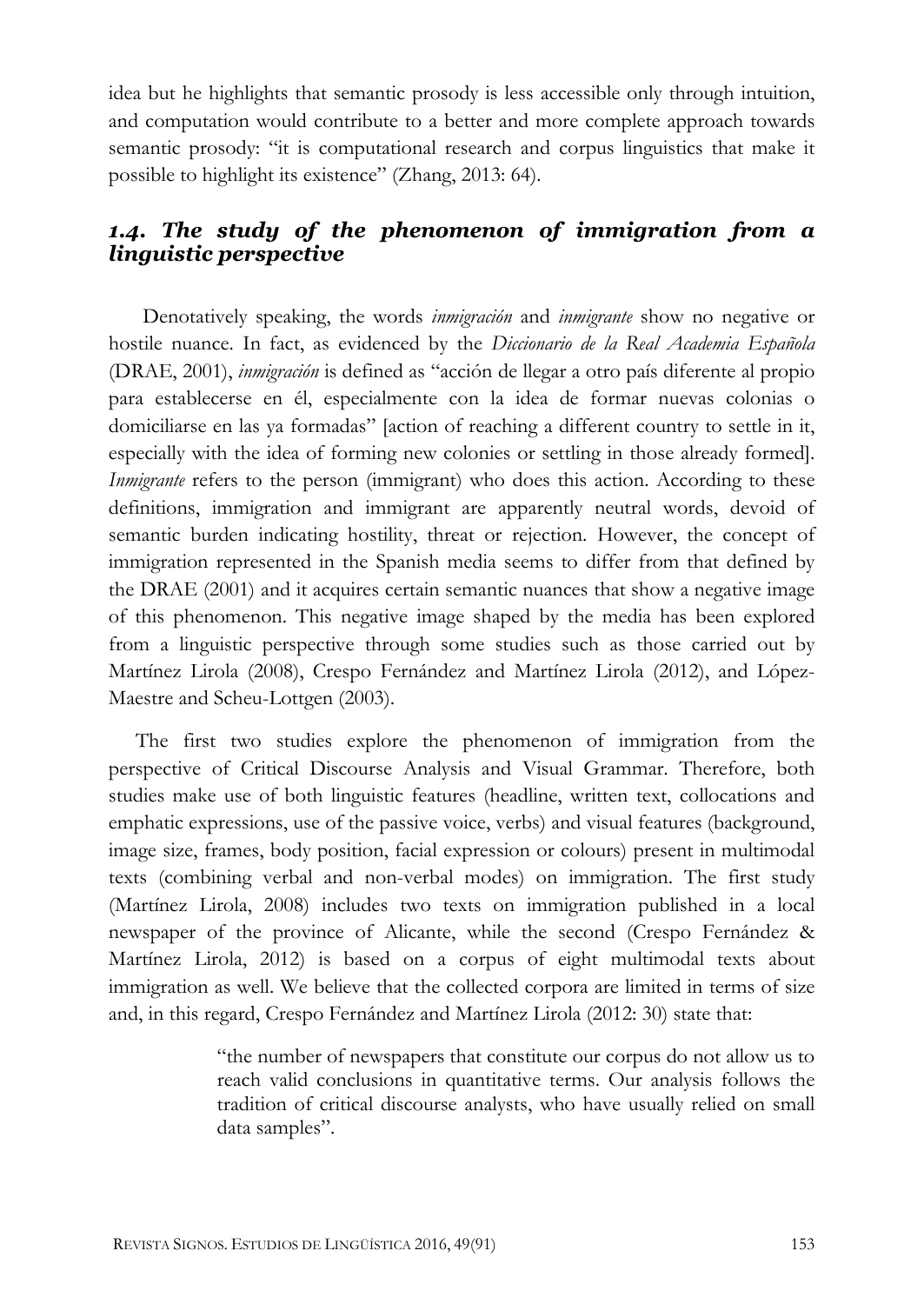idea but he highlights that semantic prosody is less accessible only through intuition, and computation would contribute to a better and more complete approach towards semantic prosody: "it is computational research and corpus linguistics that make it possible to highlight its existence" (Zhang, 2013: 64).

### *1.4. The study of the phenomenon of immigration from a linguistic perspective*

Denotatively speaking, the words *inmigración* and *inmigrante* show no negative or hostile nuance. In fact, as evidenced by the *Diccionario de la Real Academia Española* (DRAE, 2001), *inmigración* is defined as "acción de llegar a otro país diferente al propio para establecerse en él, especialmente con la idea de formar nuevas colonias o domiciliarse en las ya formadas" [action of reaching a different country to settle in it, especially with the idea of forming new colonies or settling in those already formed]. *Inmigrante* refers to the person (immigrant) who does this action. According to these definitions, immigration and immigrant are apparently neutral words, devoid of semantic burden indicating hostility, threat or rejection. However, the concept of immigration represented in the Spanish media seems to differ from that defined by the DRAE (2001) and it acquires certain semantic nuances that show a negative image of this phenomenon. This negative image shaped by the media has been explored from a linguistic perspective through some studies such as those carried out by Martínez Lirola (2008), Crespo Fernández and Martínez Lirola (2012), and López-Maestre and Scheu-Lottgen (2003).

The first two studies explore the phenomenon of immigration from the perspective of Critical Discourse Analysis and Visual Grammar. Therefore, both studies make use of both linguistic features (headline, written text, collocations and emphatic expressions, use of the passive voice, verbs) and visual features (background, image size, frames, body position, facial expression or colours) present in multimodal texts (combining verbal and non-verbal modes) on immigration. The first study (Martínez Lirola, 2008) includes two texts on immigration published in a local newspaper of the province of Alicante, while the second (Crespo Fernández & Martínez Lirola, 2012) is based on a corpus of eight multimodal texts about immigration as well. We believe that the collected corpora are limited in terms of size and, in this regard, Crespo Fernández and Martínez Lirola (2012: 30) state that:

> "the number of newspapers that constitute our corpus do not allow us to reach valid conclusions in quantitative terms. Our analysis follows the tradition of critical discourse analysts, who have usually relied on small data samples".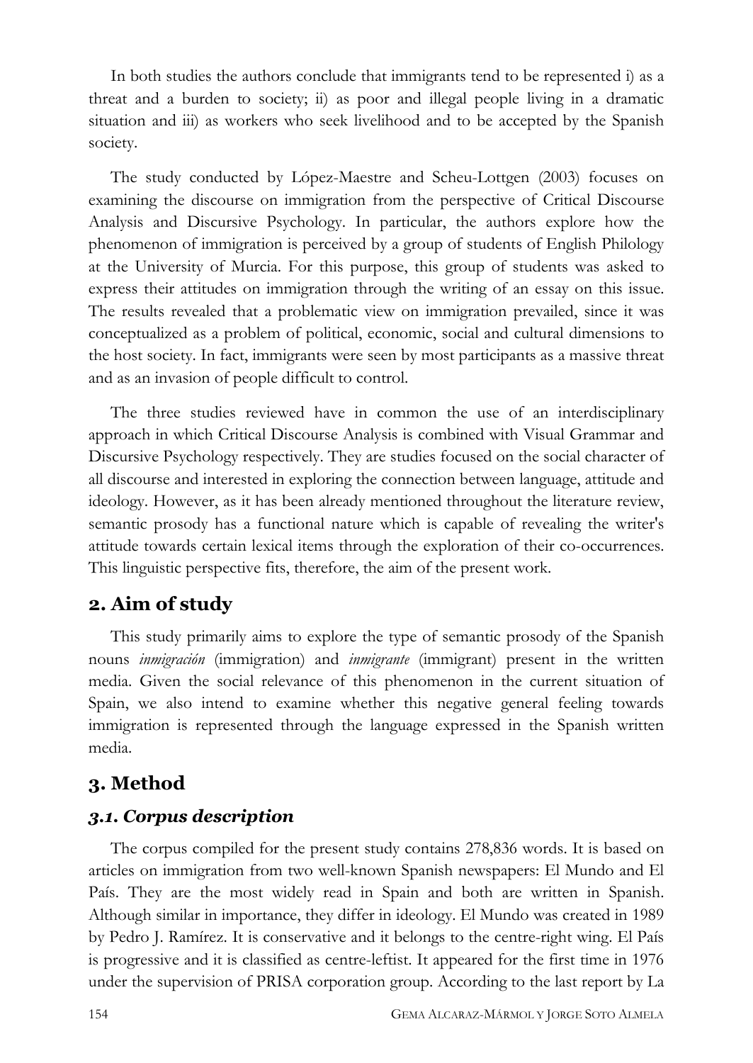In both studies the authors conclude that immigrants tend to be represented i) as a threat and a burden to society; ii) as poor and illegal people living in a dramatic situation and iii) as workers who seek livelihood and to be accepted by the Spanish society.

The study conducted by López-Maestre and Scheu-Lottgen (2003) focuses on examining the discourse on immigration from the perspective of Critical Discourse Analysis and Discursive Psychology. In particular, the authors explore how the phenomenon of immigration is perceived by a group of students of English Philology at the University of Murcia. For this purpose, this group of students was asked to express their attitudes on immigration through the writing of an essay on this issue. The results revealed that a problematic view on immigration prevailed, since it was conceptualized as a problem of political, economic, social and cultural dimensions to the host society. In fact, immigrants were seen by most participants as a massive threat and as an invasion of people difficult to control.

The three studies reviewed have in common the use of an interdisciplinary approach in which Critical Discourse Analysis is combined with Visual Grammar and Discursive Psychology respectively. They are studies focused on the social character of all discourse and interested in exploring the connection between language, attitude and ideology. However, as it has been already mentioned throughout the literature review, semantic prosody has a functional nature which is capable of revealing the writer's attitude towards certain lexical items through the exploration of their co-occurrences. This linguistic perspective fits, therefore, the aim of the present work.

## 2. Aim of study

This study primarily aims to explore the type of semantic prosody of the Spanish nouns *inmigración* (immigration) and *inmigrante* (immigrant) present in the written media. Given the social relevance of this phenomenon in the current situation of Spain, we also intend to examine whether this negative general feeling towards immigration is represented through the language expressed in the Spanish written media.

## 3. Method

### *3.1. Corpus description*

The corpus compiled for the present study contains 278,836 words. It is based on articles on immigration from two well-known Spanish newspapers: El Mundo and El País. They are the most widely read in Spain and both are written in Spanish. Although similar in importance, they differ in ideology. El Mundo was created in 1989 by Pedro J. Ramírez. It is conservative and it belongs to the centre-right wing. El País is progressive and it is classified as centre-leftist. It appeared for the first time in 1976 under the supervision of PRISA corporation group. According to the last report by La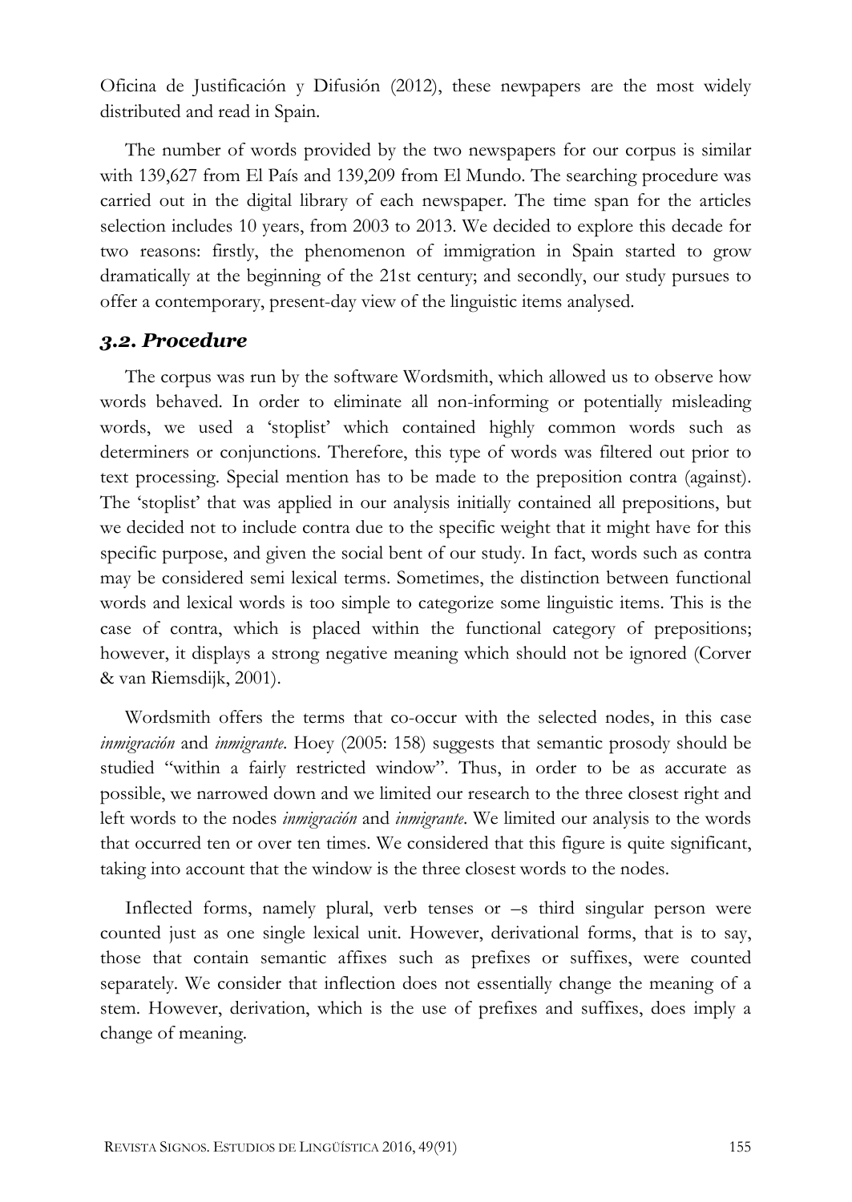Oficina de Justificación y Difusión (2012), these newpapers are the most widely distributed and read in Spain.

The number of words provided by the two newspapers for our corpus is similar with 139,627 from El País and 139,209 from El Mundo. The searching procedure was carried out in the digital library of each newspaper. The time span for the articles selection includes 10 years, from 2003 to 2013. We decided to explore this decade for two reasons: firstly, the phenomenon of immigration in Spain started to grow dramatically at the beginning of the 21st century; and secondly, our study pursues to offer a contemporary, present-day view of the linguistic items analysed.

### *3.2. Procedure*

The corpus was run by the software Wordsmith, which allowed us to observe how words behaved. In order to eliminate all non-informing or potentially misleading words, we used a 'stoplist' which contained highly common words such as determiners or conjunctions. Therefore, this type of words was filtered out prior to text processing. Special mention has to be made to the preposition contra (against). The 'stoplist' that was applied in our analysis initially contained all prepositions, but we decided not to include contra due to the specific weight that it might have for this specific purpose, and given the social bent of our study. In fact, words such as contra may be considered semi lexical terms. Sometimes, the distinction between functional words and lexical words is too simple to categorize some linguistic items. This is the case of contra, which is placed within the functional category of prepositions; however, it displays a strong negative meaning which should not be ignored (Corver & van Riemsdijk, 2001).

Wordsmith offers the terms that co-occur with the selected nodes, in this case *inmigración* and *inmigrante*. Hoey (2005: 158) suggests that semantic prosody should be studied "within a fairly restricted window". Thus, in order to be as accurate as possible, we narrowed down and we limited our research to the three closest right and left words to the nodes *inmigración* and *inmigrante*. We limited our analysis to the words that occurred ten or over ten times. We considered that this figure is quite significant, taking into account that the window is the three closest words to the nodes.

Inflected forms, namely plural, verb tenses or –s third singular person were counted just as one single lexical unit. However, derivational forms, that is to say, those that contain semantic affixes such as prefixes or suffixes, were counted separately. We consider that inflection does not essentially change the meaning of a stem. However, derivation, which is the use of prefixes and suffixes, does imply a change of meaning.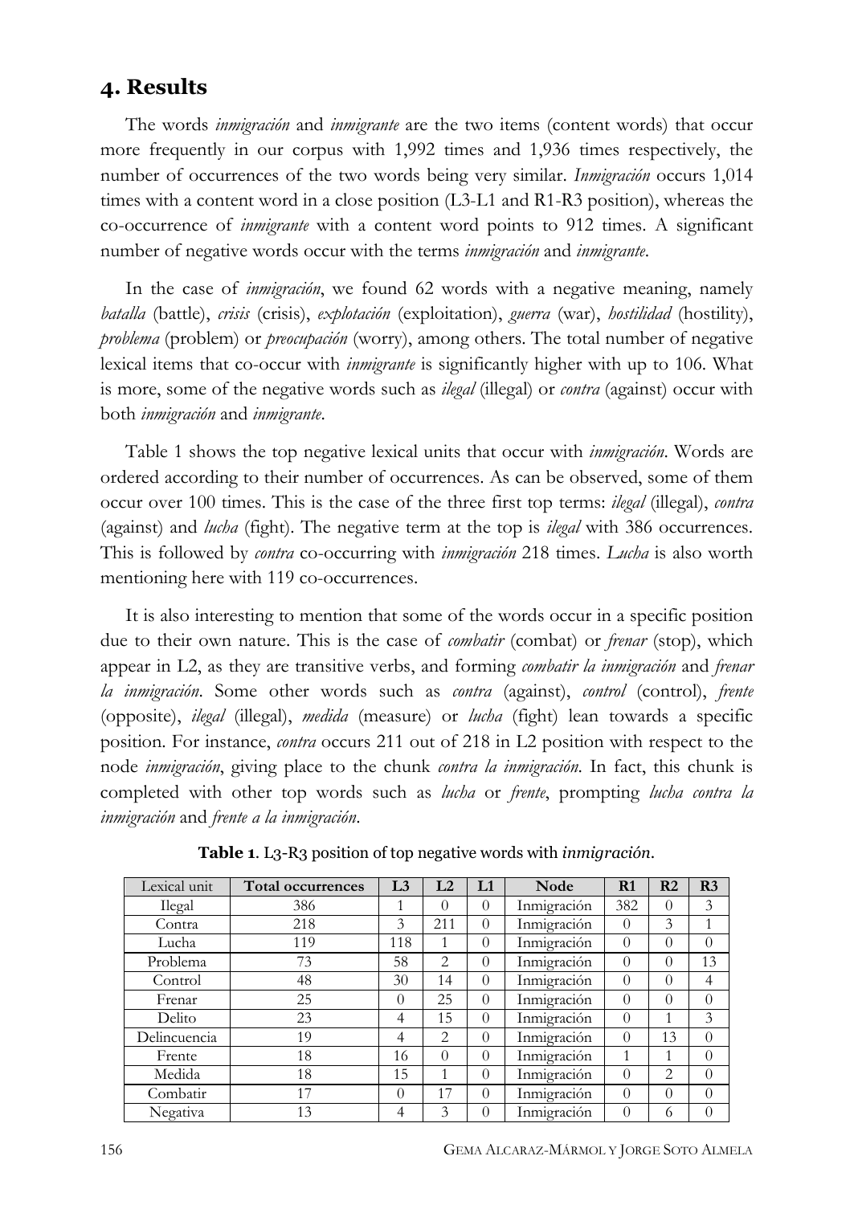## 4. Results

The words *inmigración* and *inmigrante* are the two items (content words) that occur more frequently in our corpus with 1,992 times and 1,936 times respectively, the number of occurrences of the two words being very similar. *Inmigración* occurs 1,014 times with a content word in a close position (L3-L1 and R1-R3 position), whereas the co-occurrence of *inmigrante* with a content word points to 912 times. A significant number of negative words occur with the terms *inmigración* and *inmigrante*.

In the case of *inmigración*, we found 62 words with a negative meaning, namely *batalla* (battle), *crisis* (crisis), *explotación* (exploitation), *guerra* (war), *hostilidad* (hostility), *problema* (problem) or *preocupación* (worry), among others. The total number of negative lexical items that co-occur with *inmigrante* is significantly higher with up to 106. What is more, some of the negative words such as *ilegal* (illegal) or *contra* (against) occur with both *inmigración* and *inmigrante*.

Table 1 shows the top negative lexical units that occur with *inmigración*. Words are ordered according to their number of occurrences. As can be observed, some of them occur over 100 times. This is the case of the three first top terms: *ilegal* (illegal), *contra* (against) and *lucha* (fight). The negative term at the top is *ilegal* with 386 occurrences. This is followed by *contra* co-occurring with *inmigración* 218 times. *Lucha* is also worth mentioning here with 119 co-occurrences.

It is also interesting to mention that some of the words occur in a specific position due to their own nature. This is the case of *combatir* (combat) or *frenar* (stop), which appear in L2, as they are transitive verbs, and forming *combatir la inmigración* and *frenar la inmigración*. Some other words such as *contra* (against), *control* (control), *frente* (opposite), *ilegal* (illegal), *medida* (measure) or *lucha* (fight) lean towards a specific position. For instance, *contra* occurs 211 out of 218 in L2 position with respect to the node *inmigración*, giving place to the chunk *contra la inmigración*. In fact, this chunk is completed with other top words such as *lucha* or *frente*, prompting *lucha contra la inmigración* and *frente a la inmigración*.

**Table 1**. L3-R3 position of top negative words with *inmigración*.

| Lexical unit | Total occurrences | L3 | L2 | L1 | Node | R1 | R2 | R3 |
|---|---|---|---|---|---|---|---|---|
| Ilegal | 386 | 1 | 0 | 0 | Inmigración | 382 | 0 | 3 |
| Contra | 218 | 3 | 211 | 0 | Inmigración | 0 | 3 | 1 |
| Lucha | 119 | 118 | 1 | 0 | Inmigración | 0 | 0 | 0 |
| Problema | 73 | 58 | 2 | 0 | Inmigración | 0 | 0 | 13 |
| Control | 48 | 30 | 14 | 0 | Inmigración | 0 | 0 | 4 |
| Frenar | 25 | 0 | 25 | 0 | Inmigración | 0 | 0 | 0 |
| Delito | 23 | 4 | 15 | 0 | Inmigración | 0 | 1 | 3 |
| Delincuencia | 19 | 4 | 2 | 0 | Inmigración | 0 | 13 | 0 |
| Frente | 18 | 16 | 0 | 0 | Inmigración | 1 | 1 | 0 |
| Medida | 18 | 15 | 1 | 0 | Inmigración | 0 | 2 | 0 |
| Combatir | 17 | 0 | 17 | 0 | Inmigración | 0 | 0 | 0 |
| Negativa | 13 | 4 | 3 | 0 | Inmigración | 0 | 6 | 0 |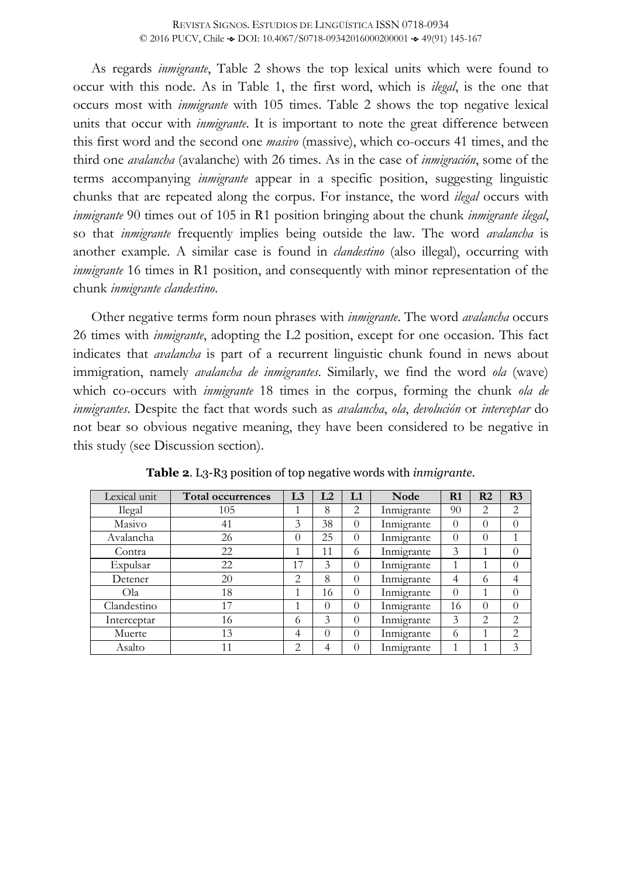As regards *inmigrante*, Table 2 shows the top lexical units which were found to occur with this node. As in Table 1, the first word, which is *ilegal*, is the one that occurs most with *inmigrante* with 105 times. Table 2 shows the top negative lexical units that occur with *inmigrante*. It is important to note the great difference between this first word and the second one *masivo* (massive), which co-occurs 41 times, and the third one *avalancha* (avalanche) with 26 times. As in the case of *inmigración*, some of the terms accompanying *inmigrante* appear in a specific position, suggesting linguistic chunks that are repeated along the corpus. For instance, the word *ilegal* occurs with *inmigrante* 90 times out of 105 in R1 position bringing about the chunk *inmigrante ilegal*, so that *inmigrante* frequently implies being outside the law. The word *avalancha* is another example. A similar case is found in *clandestino* (also illegal), occurring with *inmigrante* 16 times in R1 position, and consequently with minor representation of the chunk *inmigrante clandestino*.

Other negative terms form noun phrases with *inmigrante*. The word *avalancha* occurs 26 times with *inmigrante*, adopting the L2 position, except for one occasion. This fact indicates that *avalancha* is part of a recurrent linguistic chunk found in news about immigration, namely *avalancha de inmigrantes*. Similarly, we find the word *ola* (wave) which co-occurs with *inmigrante* 18 times in the corpus, forming the chunk *ola de inmigrantes*. Despite the fact that words such as *avalancha*, *ola*, *devolución* or *interceptar* do not bear so obvious negative meaning, they have been considered to be negative in this study (see Discussion section).

**Table 2**. L3-R3 position of top negative words with *inmigrante*.

| Lexical unit | **Total occurrences** | **L3** | **L2** | **L1** | **Node** | **R1** | **R2** | **R3** |
|---|---|---|---|---|---|---|---|---|
| Ilegal | 105 | 1 | 8 | 2 | Inmigrante | 90 | 2 | 2 |
| Masivo | 41 | 3 | 38 | 0 | Inmigrante | 0 | 0 | 0 |
| Avalancha | 26 | 0 | 25 | 0 | Inmigrante | 0 | 0 | 1 |
| Contra | 22 | 1 | 11 | 6 | Inmigrante | 3 | 1 | 0 |
| Expulsar | 22 | 17 | 3 | 0 | Inmigrante | 1 | 1 | 0 |
| Detener | 20 | 2 | 8 | 0 | Inmigrante | 4 | 6 | 4 |
| Ola | 18 | 1 | 16 | 0 | Inmigrante | 0 | 1 | 0 |
| Clandestino | 17 | 1 | 0 | 0 | Inmigrante | 16 | 0 | 0 |
| Interceptar | 16 | 6 | 3 | 0 | Inmigrante | 3 | 2 | 2 |
| Muerte | 13 | 4 | 0 | 0 | Inmigrante | 6 | 1 | 2 |
| Asalto | 11 | 2 | 4 | 0 | Inmigrante | 1 | 1 | 3 |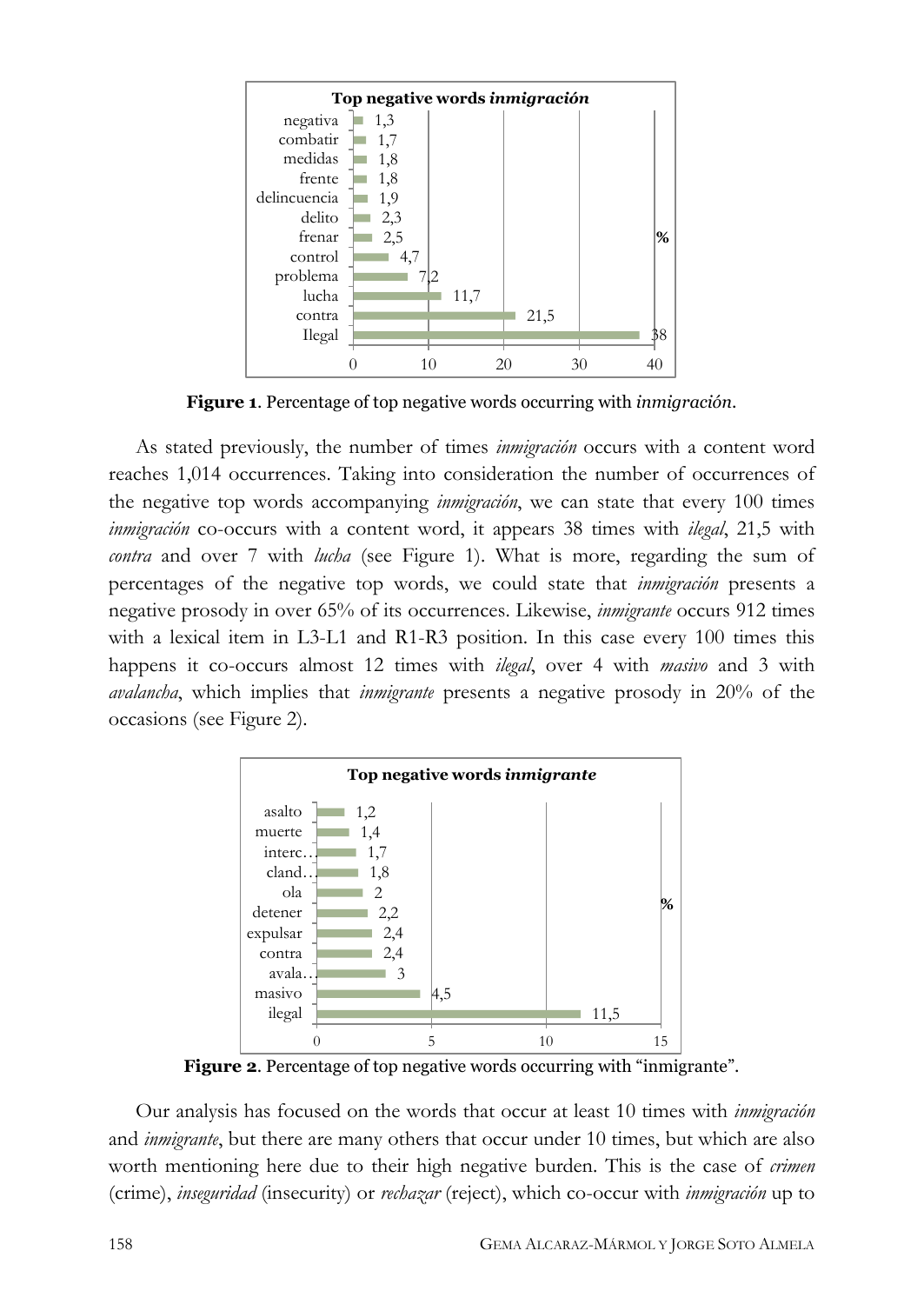**Top negative words *inmigración***

| Word | % |
|---|---|
| negativa | 1,3 |
| combatir | 1,7 |
| medidas | 1,8 |
| frente | 1,8 |
| delincuencia | 1,9 |
| delito | 2,3 |
| frenar | 2,5 |
| control | 4,7 |
| problema | 7,2 |
| lucha | 11,7 |
| contra | 21,5 |
| Ilegal | 38 |

**Figure 1**. Percentage of top negative words occurring with *inmigración*.

As stated previously, the number of times *inmigración* occurs with a content word reaches 1,014 occurrences. Taking into consideration the number of occurrences of the negative top words accompanying *inmigración*, we can state that every 100 times *inmigración* co-occurs with a content word, it appears 38 times with *ilegal*, 21,5 with *contra* and over 7 with *lucha* (see Figure 1). What is more, regarding the sum of percentages of the negative top words, we could state that *inmigración* presents a negative prosody in over 65% of its occurrences. Likewise, *inmigrante* occurs 912 times with a lexical item in L3-L1 and R1-R3 position. In this case every 100 times this happens it co-occurs almost 12 times with *ilegal*, over 4 with *masivo* and 3 with *avalancha*, which implies that *inmigrante* presents a negative prosody in 20% of the occasions (see Figure 2).

**Top negative words *inmigrante***

| Word | % |
|---|---|
| asalto | 1,2 |
| muerte | 1,4 |
| interc… | 1,7 |
| cland… | 1,8 |
| ola | 2 |
| detener | 2,2 |
| expulsar | 2,4 |
| contra | 2,4 |
| avala… | 3 |
| masivo | 4,5 |
| ilegal | 11,5 |

**Figure 2**. Percentage of top negative words occurring with "inmigrante".

Our analysis has focused on the words that occur at least 10 times with *inmigración* and *inmigrante*, but there are many others that occur under 10 times, but which are also worth mentioning here due to their high negative burden. This is the case of *crimen* (crime), *inseguridad* (insecurity) or *rechazar* (reject), which co-occur with *inmigración* up to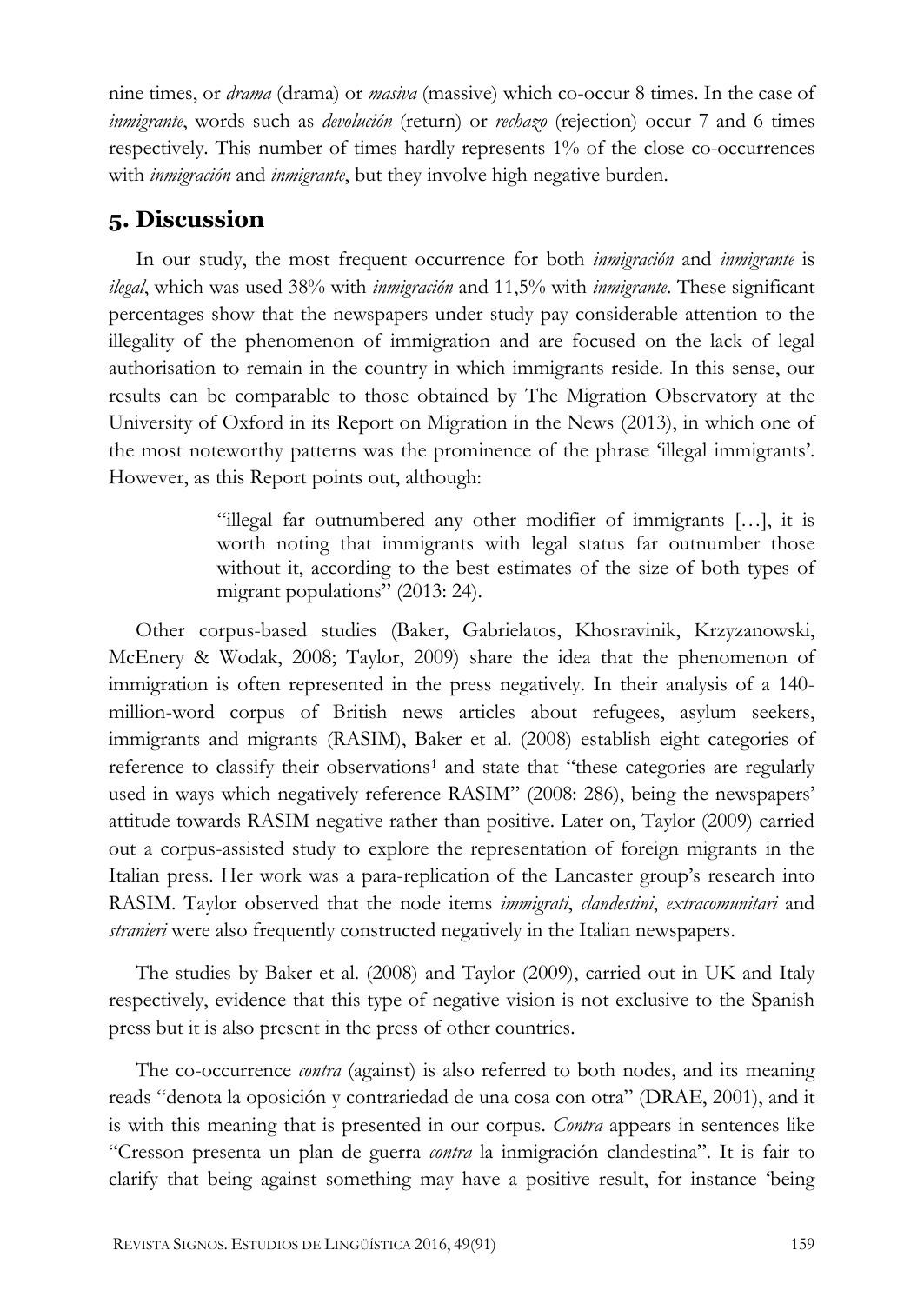nine times, or *drama* (drama) or *masiva* (massive) which co-occur 8 times. In the case of *inmigrante*, words such as *devolución* (return) or *rechazo* (rejection) occur 7 and 6 times respectively. This number of times hardly represents 1% of the close co-occurrences with *inmigración* and *inmigrante*, but they involve high negative burden.

## 5. Discussion

In our study, the most frequent occurrence for both *inmigración* and *inmigrante* is *ilegal*, which was used 38% with *inmigración* and 11,5% with *inmigrante*. These significant percentages show that the newspapers under study pay considerable attention to the illegality of the phenomenon of immigration and are focused on the lack of legal authorisation to remain in the country in which immigrants reside. In this sense, our results can be comparable to those obtained by The Migration Observatory at the University of Oxford in its Report on Migration in the News (2013), in which one of the most noteworthy patterns was the prominence of the phrase 'illegal immigrants'. However, as this Report points out, although:

> "illegal far outnumbered any other modifier of immigrants […], it is worth noting that immigrants with legal status far outnumber those without it, according to the best estimates of the size of both types of migrant populations" (2013: 24).

Other corpus-based studies (Baker, Gabrielatos, Khosravinik, Krzyzanowski, McEnery & Wodak, 2008; Taylor, 2009) share the idea that the phenomenon of immigration is often represented in the press negatively. In their analysis of a 140-million-word corpus of British news articles about refugees, asylum seekers, immigrants and migrants (RASIM), Baker et al. (2008) establish eight categories of reference to classify their observations[1] and state that "these categories are regularly used in ways which negatively reference RASIM" (2008: 286), being the newspapers' attitude towards RASIM negative rather than positive. Later on, Taylor (2009) carried out a corpus-assisted study to explore the representation of foreign migrants in the Italian press. Her work was a para-replication of the Lancaster group's research into RASIM. Taylor observed that the node items *immigrati*, *clandestini*, *extracomunitari* and *stranieri* were also frequently constructed negatively in the Italian newspapers.

The studies by Baker et al. (2008) and Taylor (2009), carried out in UK and Italy respectively, evidence that this type of negative vision is not exclusive to the Spanish press but it is also present in the press of other countries.

The co-occurrence *contra* (against) is also referred to both nodes, and its meaning reads "denota la oposición y contrariedad de una cosa con otra" (DRAE, 2001), and it is with this meaning that is presented in our corpus. *Contra* appears in sentences like "Cresson presenta un plan de guerra *contra* la inmigración clandestina". It is fair to clarify that being against something may have a positive result, for instance 'being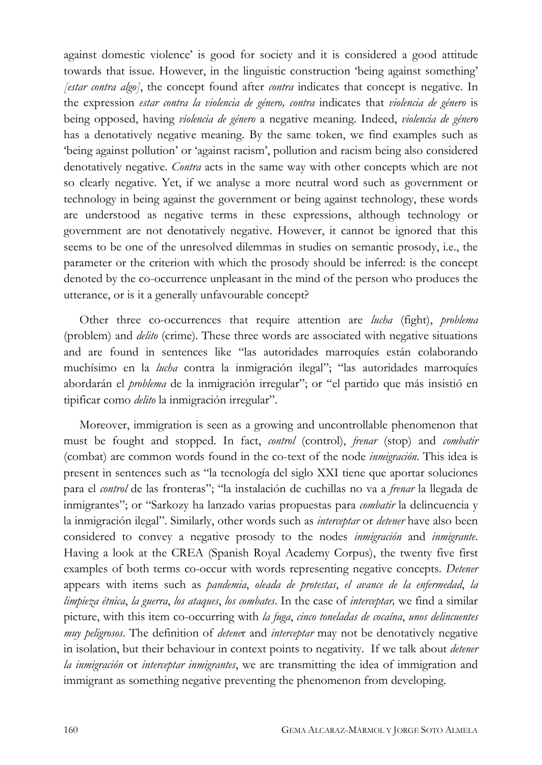against domestic violence' is good for society and it is considered a good attitude towards that issue. However, in the linguistic construction 'being against something' *[estar contra algo]*, the concept found after *contra* indicates that concept is negative. In the expression *estar contra la violencia de género, contra* indicates that *violencia de género* is being opposed, having *violencia de género* a negative meaning. Indeed, *violencia de género* has a denotatively negative meaning. By the same token, we find examples such as 'being against pollution' or 'against racism', pollution and racism being also considered denotatively negative. *Contra* acts in the same way with other concepts which are not so clearly negative. Yet, if we analyse a more neutral word such as government or technology in being against the government or being against technology, these words are understood as negative terms in these expressions, although technology or government are not denotatively negative. However, it cannot be ignored that this seems to be one of the unresolved dilemmas in studies on semantic prosody, i.e., the parameter or the criterion with which the prosody should be inferred: is the concept denoted by the co-occurrence unpleasant in the mind of the person who produces the utterance, or is it a generally unfavourable concept?

Other three co-occurrences that require attention are *lucha* (fight), *problema* (problem) and *delito* (crime). These three words are associated with negative situations and are found in sentences like "las autoridades marroquíes están colaborando muchísimo en la *lucha* contra la inmigración ilegal"; "las autoridades marroquíes abordarán el *problema* de la inmigración irregular"; or "el partido que más insistió en tipificar como *delito* la inmigración irregular".

Moreover, immigration is seen as a growing and uncontrollable phenomenon that must be fought and stopped. In fact, *control* (control), *frenar* (stop) and *combatir* (combat) are common words found in the co-text of the node *inmigración*. This idea is present in sentences such as "la tecnología del siglo XXI tiene que aportar soluciones para el *control* de las fronteras"; "la instalación de cuchillas no va a *frenar* la llegada de inmigrantes"; or "Sarkozy ha lanzado varias propuestas para *combatir* la delincuencia y la inmigración ilegal". Similarly, other words such as *interceptar* or *detener* have also been considered to convey a negative prosody to the nodes *inmigración* and *inmigrante*. Having a look at the CREA (Spanish Royal Academy Corpus), the twenty five first examples of both terms co-occur with words representing negative concepts. *Detener* appears with items such as *pandemia*, *oleada de protestas*, *el avance de la enfermedad*, *la limpieza étnica*, *la guerra*, *los ataques*, *los combates*. In the case of *interceptar,* we find a similar picture, with this item co-occurring with *la fuga*, *cinco toneladas de cocaína*, *unos delincuentes muy peligrosos*. The definition of *detener* and *interceptar* may not be denotatively negative in isolation, but their behaviour in context points to negativity. If we talk about *detener la inmigración* or *interceptar inmigrantes*, we are transmitting the idea of immigration and immigrant as something negative preventing the phenomenon from developing.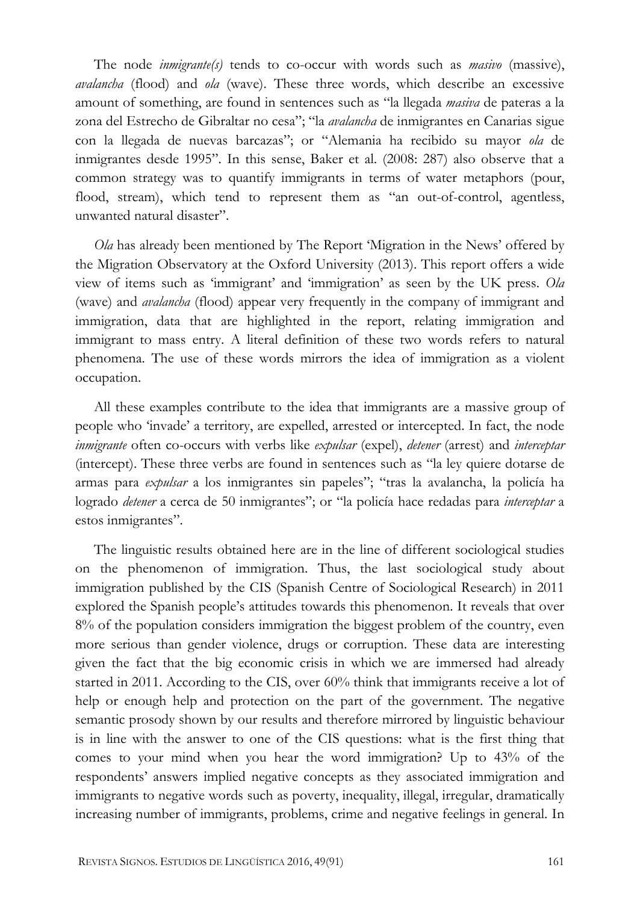The node *inmigrante(s)* tends to co-occur with words such as *masivo* (massive), *avalancha* (flood) and *ola* (wave). These three words, which describe an excessive amount of something, are found in sentences such as "la llegada *masiva* de pateras a la zona del Estrecho de Gibraltar no cesa"; "la *avalancha* de inmigrantes en Canarias sigue con la llegada de nuevas barcazas"; or "Alemania ha recibido su mayor *ola* de inmigrantes desde 1995". In this sense, Baker et al. (2008: 287) also observe that a common strategy was to quantify immigrants in terms of water metaphors (pour, flood, stream), which tend to represent them as "an out-of-control, agentless, unwanted natural disaster".

*Ola* has already been mentioned by The Report 'Migration in the News' offered by the Migration Observatory at the Oxford University (2013). This report offers a wide view of items such as 'immigrant' and 'immigration' as seen by the UK press. *Ola* (wave) and *avalancha* (flood) appear very frequently in the company of immigrant and immigration, data that are highlighted in the report, relating immigration and immigrant to mass entry. A literal definition of these two words refers to natural phenomena. The use of these words mirrors the idea of immigration as a violent occupation.

All these examples contribute to the idea that immigrants are a massive group of people who 'invade' a territory, are expelled, arrested or intercepted. In fact, the node *inmigrante* often co-occurs with verbs like *expulsar* (expel), *detener* (arrest) and *interceptar* (intercept). These three verbs are found in sentences such as "la ley quiere dotarse de armas para *expulsar* a los inmigrantes sin papeles"; "tras la avalancha, la policía ha logrado *detener* a cerca de 50 inmigrantes"; or "la policía hace redadas para *interceptar* a estos inmigrantes".

The linguistic results obtained here are in the line of different sociological studies on the phenomenon of immigration. Thus, the last sociological study about immigration published by the CIS (Spanish Centre of Sociological Research) in 2011 explored the Spanish people's attitudes towards this phenomenon. It reveals that over 8% of the population considers immigration the biggest problem of the country, even more serious than gender violence, drugs or corruption. These data are interesting given the fact that the big economic crisis in which we are immersed had already started in 2011. According to the CIS, over 60% think that immigrants receive a lot of help or enough help and protection on the part of the government. The negative semantic prosody shown by our results and therefore mirrored by linguistic behaviour is in line with the answer to one of the CIS questions: what is the first thing that comes to your mind when you hear the word immigration? Up to 43% of the respondents' answers implied negative concepts as they associated immigration and immigrants to negative words such as poverty, inequality, illegal, irregular, dramatically increasing number of immigrants, problems, crime and negative feelings in general. In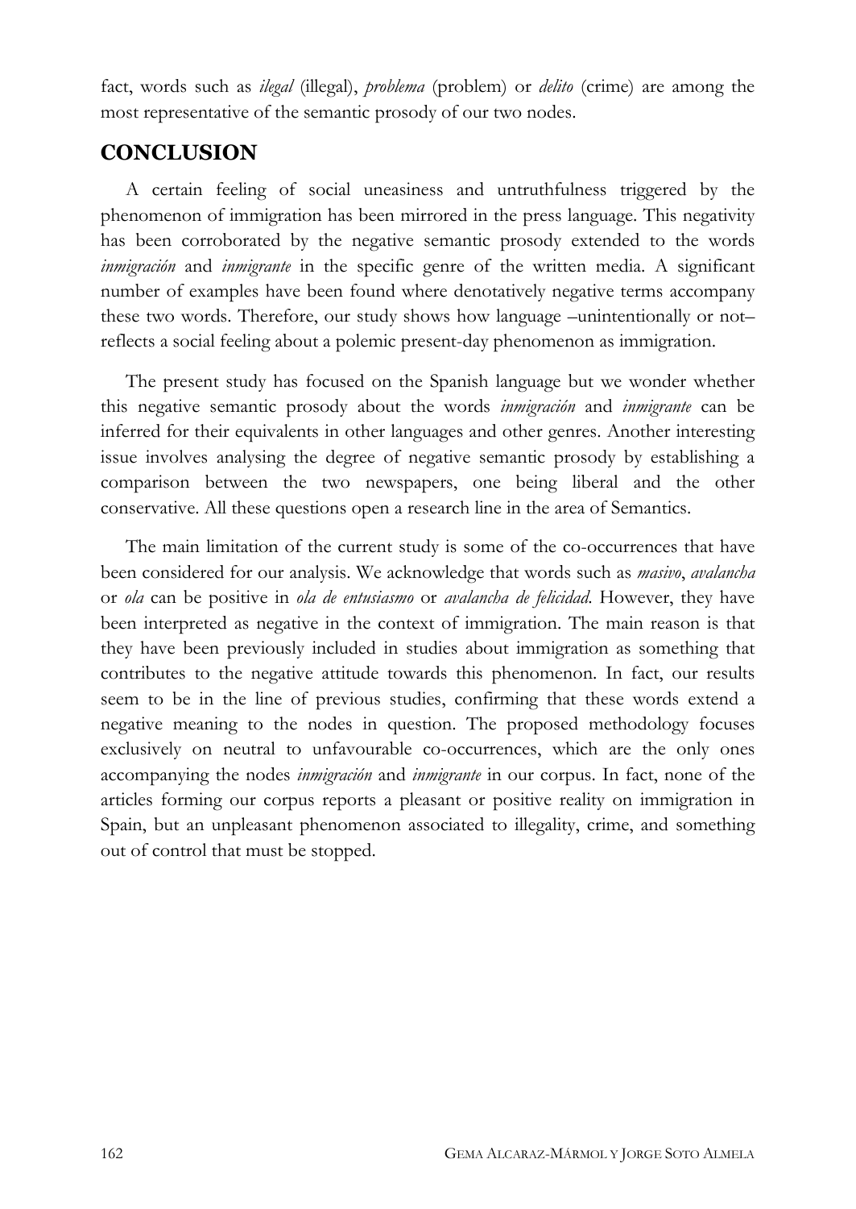fact, words such as *ilegal* (illegal), *problema* (problem) or *delito* (crime) are among the most representative of the semantic prosody of our two nodes.

## CONCLUSION

A certain feeling of social uneasiness and untruthfulness triggered by the phenomenon of immigration has been mirrored in the press language. This negativity has been corroborated by the negative semantic prosody extended to the words *inmigración* and *inmigrante* in the specific genre of the written media. A significant number of examples have been found where denotatively negative terms accompany these two words. Therefore, our study shows how language –unintentionally or not– reflects a social feeling about a polemic present-day phenomenon as immigration.

The present study has focused on the Spanish language but we wonder whether this negative semantic prosody about the words *inmigración* and *inmigrante* can be inferred for their equivalents in other languages and other genres. Another interesting issue involves analysing the degree of negative semantic prosody by establishing a comparison between the two newspapers, one being liberal and the other conservative. All these questions open a research line in the area of Semantics.

The main limitation of the current study is some of the co-occurrences that have been considered for our analysis. We acknowledge that words such as *masivo*, *avalancha* or *ola* can be positive in *ola de entusiasmo* or *avalancha de felicidad*. However, they have been interpreted as negative in the context of immigration. The main reason is that they have been previously included in studies about immigration as something that contributes to the negative attitude towards this phenomenon. In fact, our results seem to be in the line of previous studies, confirming that these words extend a negative meaning to the nodes in question. The proposed methodology focuses exclusively on neutral to unfavourable co-occurrences, which are the only ones accompanying the nodes *inmigración* and *inmigrante* in our corpus. In fact, none of the articles forming our corpus reports a pleasant or positive reality on immigration in Spain, but an unpleasant phenomenon associated to illegality, crime, and something out of control that must be stopped.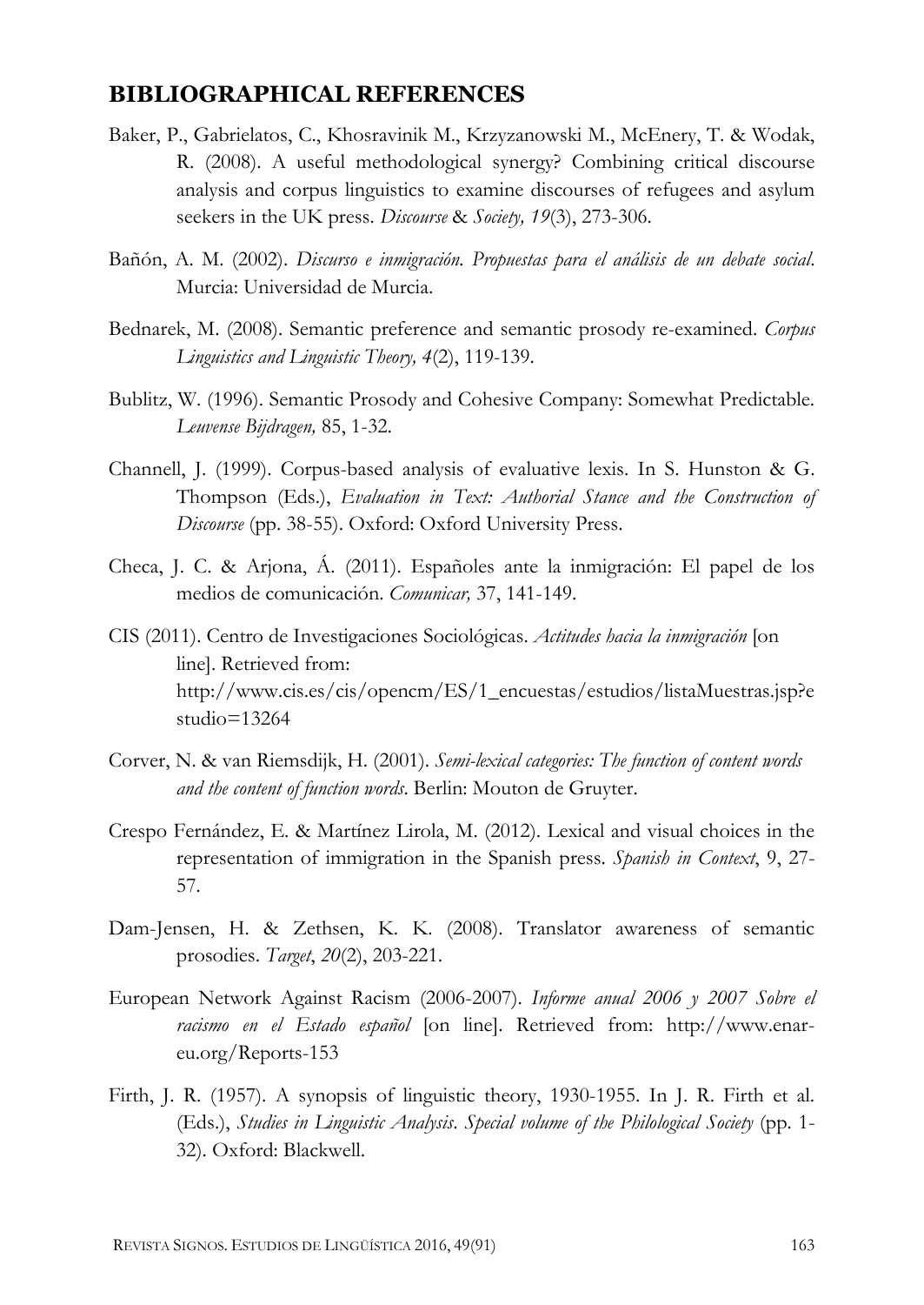## BIBLIOGRAPHICAL REFERENCES

Baker, P., Gabrielatos, C., Khosravinik M., Krzyzanowski M., McEnery, T. & Wodak, R. (2008). A useful methodological synergy? Combining critical discourse analysis and corpus linguistics to examine discourses of refugees and asylum seekers in the UK press. *Discourse* & *Society, 19*(3), 273-306.

Bañón, A. M. (2002). *Discurso e inmigración. Propuestas para el análisis de un debate social*. Murcia: Universidad de Murcia.

Bednarek, M. (2008). Semantic preference and semantic prosody re-examined. *Corpus Linguistics and Linguistic Theory, 4*(2), 119-139.

Bublitz, W. (1996). Semantic Prosody and Cohesive Company: Somewhat Predictable. *Leuvense Bijdragen,* 85, 1-32.

Channell, J. (1999). Corpus-based analysis of evaluative lexis. In S. Hunston & G. Thompson (Eds.), *Evaluation in Text: Authorial Stance and the Construction of Discourse* (pp. 38-55). Oxford: Oxford University Press.

Checa, J. C. & Arjona, Á. (2011). Españoles ante la inmigración: El papel de los medios de comunicación. *Comunicar,* 37, 141-149.

CIS (2011). Centro de Investigaciones Sociológicas. *Actitudes hacia la inmigración* [on line]. Retrieved from: http://www.cis.es/cis/opencm/ES/1_encuestas/estudios/listaMuestras.jsp?estudio=13264

Corver, N. & van Riemsdijk, H. (2001). *Semi-lexical categories: The function of content words and the content of function words*. Berlin: Mouton de Gruyter.

Crespo Fernández, E. & Martínez Lirola, M. (2012). Lexical and visual choices in the representation of immigration in the Spanish press. *Spanish in Context*, 9, 27-57.

Dam-Jensen, H. & Zethsen, K. K. (2008). Translator awareness of semantic prosodies. *Target*, *20*(2), 203-221.

European Network Against Racism (2006-2007). *Informe anual 2006 y 2007 Sobre el racismo en el Estado español* [on line]. Retrieved from: http://www.enar-eu.org/Reports-153

Firth, J. R. (1957). A synopsis of linguistic theory, 1930-1955. In J. R. Firth et al. (Eds.), *Studies in Linguistic Analysis*. *Special volume of the Philological Society* (pp. 1-32). Oxford: Blackwell.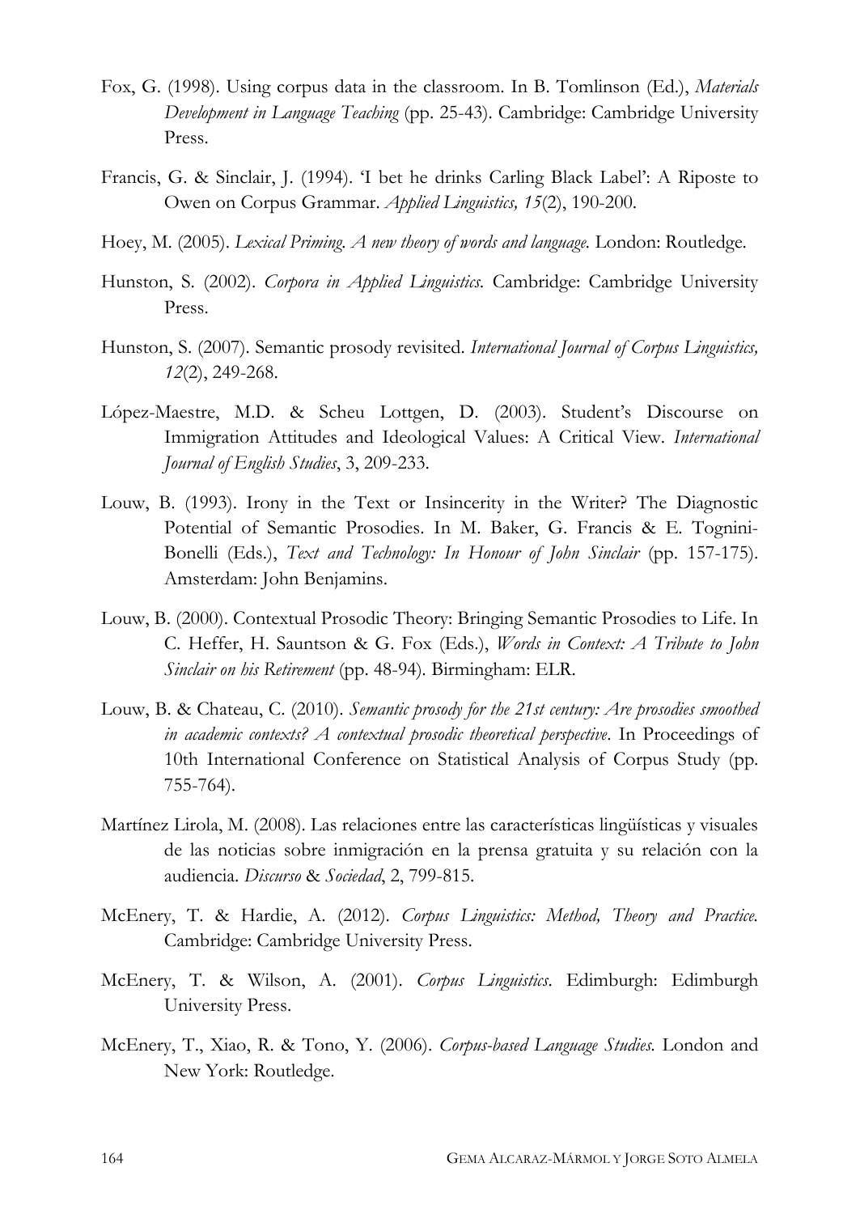Fox, G. (1998). Using corpus data in the classroom. In B. Tomlinson (Ed.), *Materials Development in Language Teaching* (pp. 25-43). Cambridge: Cambridge University Press.

Francis, G. & Sinclair, J. (1994). 'I bet he drinks Carling Black Label': A Riposte to Owen on Corpus Grammar. *Applied Linguistics, 15*(2), 190-200.

Hoey, M. (2005). *Lexical Priming. A new theory of words and language.* London: Routledge.

Hunston, S. (2002). *Corpora in Applied Linguistics.* Cambridge: Cambridge University Press.

Hunston, S. (2007). Semantic prosody revisited. *International Journal of Corpus Linguistics, 12*(2), 249-268.

López-Maestre, M.D. & Scheu Lottgen, D. (2003). Student's Discourse on Immigration Attitudes and Ideological Values: A Critical View. *International Journal of English Studies*, 3, 209-233.

Louw, B. (1993). Irony in the Text or Insincerity in the Writer? The Diagnostic Potential of Semantic Prosodies. In M. Baker, G. Francis & E. Tognini-Bonelli (Eds.), *Text and Technology: In Honour of John Sinclair* (pp. 157-175). Amsterdam: John Benjamins.

Louw, B. (2000). Contextual Prosodic Theory: Bringing Semantic Prosodies to Life. In C. Heffer, H. Sauntson & G. Fox (Eds.), *Words in Context: A Tribute to John Sinclair on his Retirement* (pp. 48-94). Birmingham: ELR.

Louw, B. & Chateau, C. (2010). *Semantic prosody for the 21st century: Are prosodies smoothed in academic contexts? A contextual prosodic theoretical perspective*. In Proceedings of 10th International Conference on Statistical Analysis of Corpus Study (pp. 755-764).

Martínez Lirola, M. (2008). Las relaciones entre las características lingüísticas y visuales de las noticias sobre inmigración en la prensa gratuita y su relación con la audiencia. *Discurso* & *Sociedad*, 2, 799-815.

McEnery, T. & Hardie, A. (2012). *Corpus Linguistics: Method, Theory and Practice.* Cambridge: Cambridge University Press.

McEnery, T. & Wilson, A. (2001). *Corpus Linguistics*. Edimburgh: Edimburgh University Press.

McEnery, T., Xiao, R. & Tono, Y. (2006). *Corpus-based Language Studies.* London and New York: Routledge.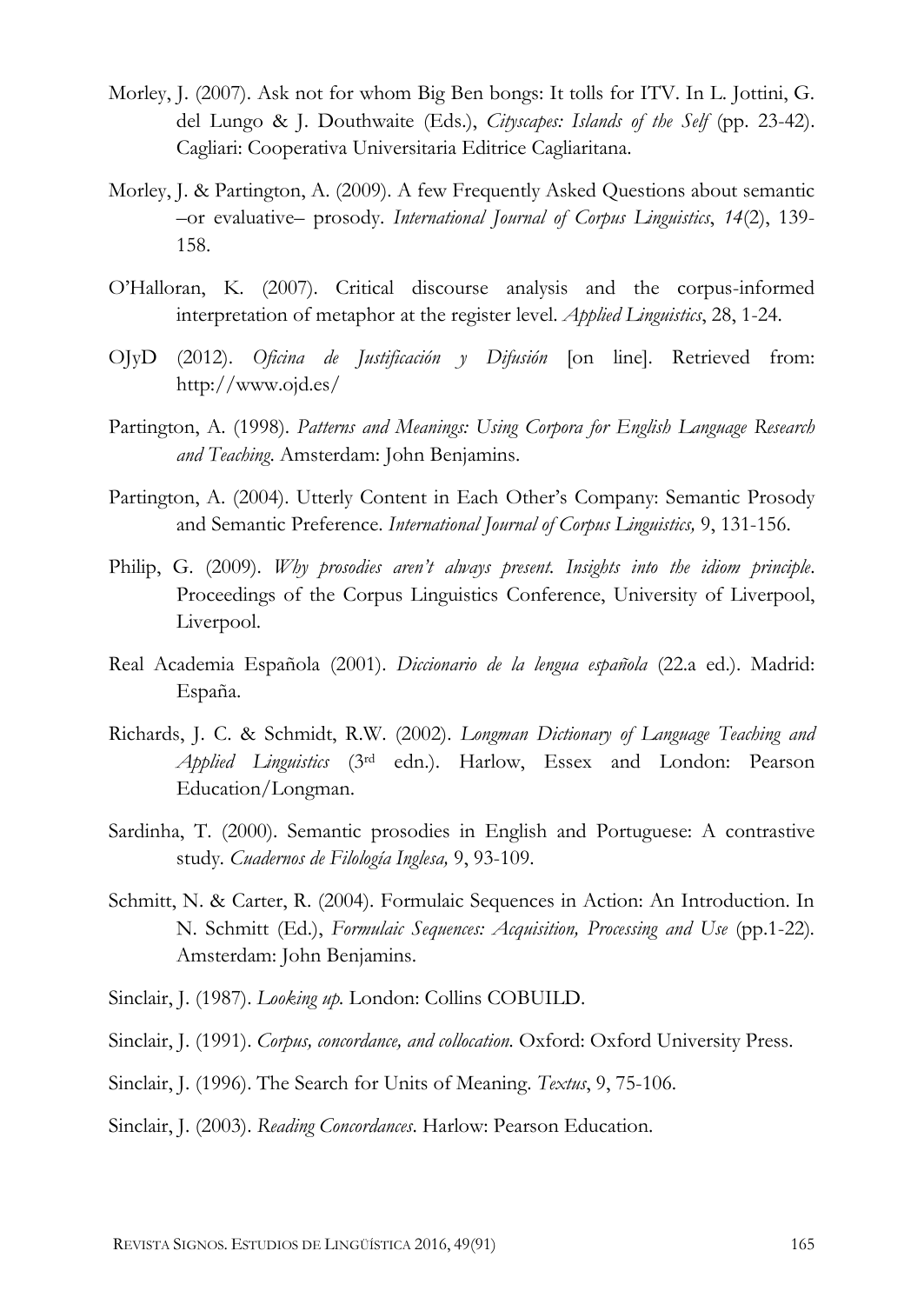Morley, J. (2007). Ask not for whom Big Ben bongs: It tolls for ITV. In L. Jottini, G. del Lungo & J. Douthwaite (Eds.), *Cityscapes: Islands of the Self* (pp. 23-42). Cagliari: Cooperativa Universitaria Editrice Cagliaritana.

Morley, J. & Partington, A. (2009). A few Frequently Asked Questions about semantic –or evaluative– prosody. *International Journal of Corpus Linguistics*, *14*(2), 139-158.

O'Halloran, K. (2007). Critical discourse analysis and the corpus-informed interpretation of metaphor at the register level. *Applied Linguistics*, 28, 1-24.

OJyD (2012). *Oficina de Justificación y Difusión* [on line]. Retrieved from: http://www.ojd.es/

Partington, A. (1998). *Patterns and Meanings: Using Corpora for English Language Research and Teaching*. Amsterdam: John Benjamins.

Partington, A. (2004). Utterly Content in Each Other's Company: Semantic Prosody and Semantic Preference. *International Journal of Corpus Linguistics,* 9, 131-156.

Philip, G. (2009). *Why prosodies aren't always present. Insights into the idiom principle*. Proceedings of the Corpus Linguistics Conference, University of Liverpool, Liverpool.

Real Academia Española (2001). *Diccionario de la lengua española* (22.a ed.). Madrid: España.

Richards, J. C. & Schmidt, R.W. (2002). *Longman Dictionary of Language Teaching and Applied Linguistics* (3rd edn.). Harlow, Essex and London: Pearson Education/Longman.

Sardinha, T. (2000). Semantic prosodies in English and Portuguese: A contrastive study. *Cuadernos de Filología Inglesa,* 9, 93-109.

Schmitt, N. & Carter, R. (2004). Formulaic Sequences in Action: An Introduction. In N. Schmitt (Ed.), *Formulaic Sequences: Acquisition, Processing and Use* (pp.1-22). Amsterdam: John Benjamins.

Sinclair, J. (1987). *Looking up.* London: Collins COBUILD.

Sinclair, J. (1991). *Corpus, concordance, and collocation.* Oxford: Oxford University Press.

Sinclair, J. (1996). The Search for Units of Meaning. *Textus*, 9, 75-106.

Sinclair, J. (2003). *Reading Concordances*. Harlow: Pearson Education.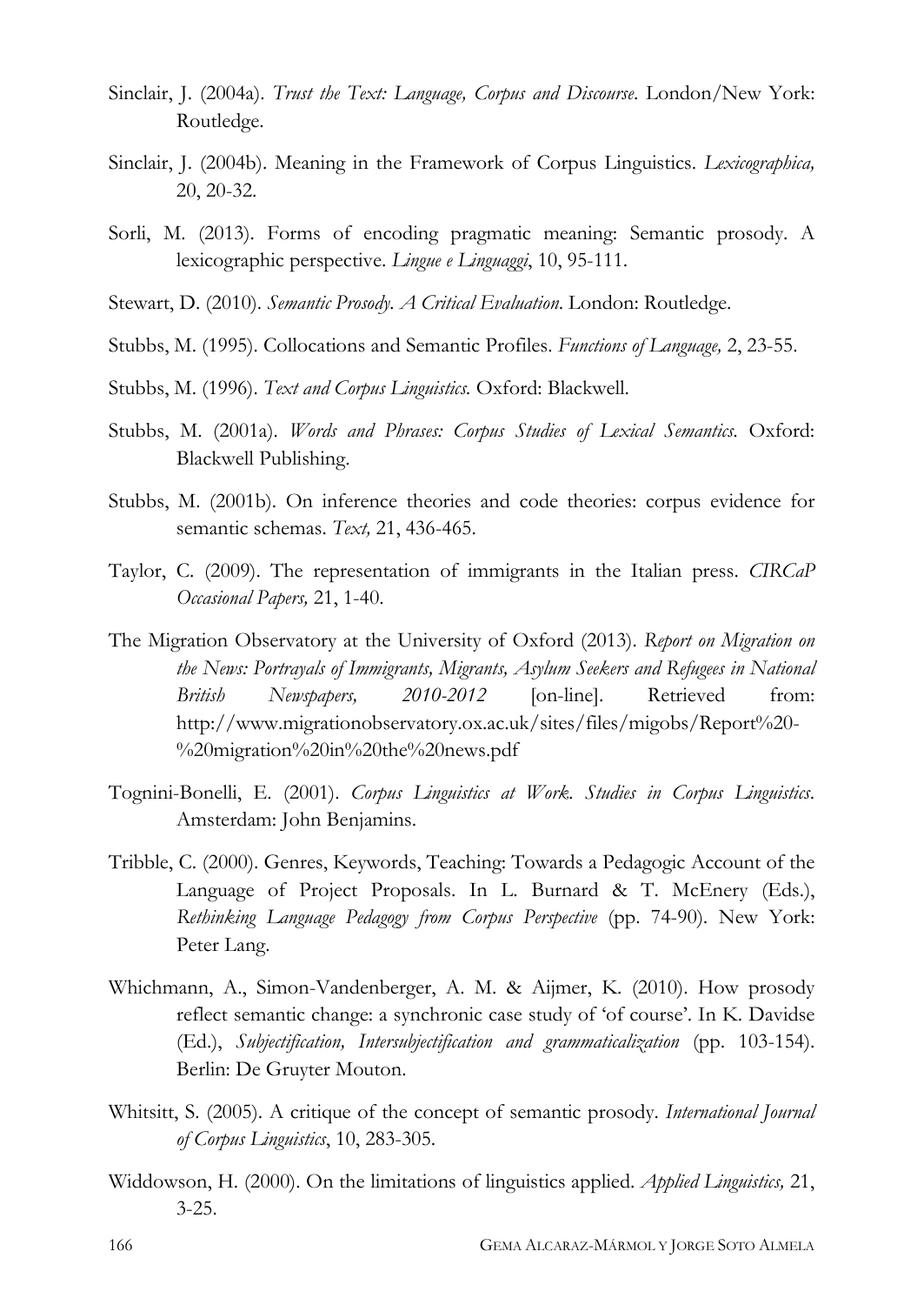Sinclair, J. (2004a). *Trust the Text: Language, Corpus and Discourse*. London/New York: Routledge.

Sinclair, J. (2004b). Meaning in the Framework of Corpus Linguistics. *Lexicographica,* 20, 20-32.

Sorli, M. (2013). Forms of encoding pragmatic meaning: Semantic prosody. A lexicographic perspective. *Lingue e Linguaggi*, 10, 95-111.

Stewart, D. (2010). *Semantic Prosody. A Critical Evaluation*. London: Routledge.

Stubbs, M. (1995). Collocations and Semantic Profiles. *Functions of Language,* 2, 23-55.

Stubbs, M. (1996). *Text and Corpus Linguistics.* Oxford: Blackwell.

Stubbs, M. (2001a). *Words and Phrases: Corpus Studies of Lexical Semantics*. Oxford: Blackwell Publishing.

Stubbs, M. (2001b). On inference theories and code theories: corpus evidence for semantic schemas. *Text,* 21, 436-465.

Taylor, C. (2009). The representation of immigrants in the Italian press. *CIRCaP Occasional Papers,* 21, 1-40.

The Migration Observatory at the University of Oxford (2013). *Report on Migration on the News: Portrayals of Immigrants, Migrants, Asylum Seekers and Refugees in National British Newspapers, 2010-2012* [on-line]. Retrieved from: http://www.migrationobservatory.ox.ac.uk/sites/files/migobs/Report%20-%20migration%20in%20the%20news.pdf

Tognini-Bonelli, E. (2001). *Corpus Linguistics at Work. Studies in Corpus Linguistics*. Amsterdam: John Benjamins.

Tribble, C. (2000). Genres, Keywords, Teaching: Towards a Pedagogic Account of the Language of Project Proposals. In L. Burnard & T. McEnery (Eds.), *Rethinking Language Pedagogy from Corpus Perspective* (pp. 74-90). New York: Peter Lang.

Whichmann, A., Simon-Vandenberger, A. M. & Aijmer, K. (2010). How prosody reflect semantic change: a synchronic case study of 'of course'. In K. Davidse (Ed.), *Subjectification, Intersubjectification and grammaticalization* (pp. 103-154). Berlin: De Gruyter Mouton.

Whitsitt, S. (2005). A critique of the concept of semantic prosody. *International Journal of Corpus Linguistics*, 10, 283-305.

Widdowson, H. (2000). On the limitations of linguistics applied. *Applied Linguistics,* 21, 3-25.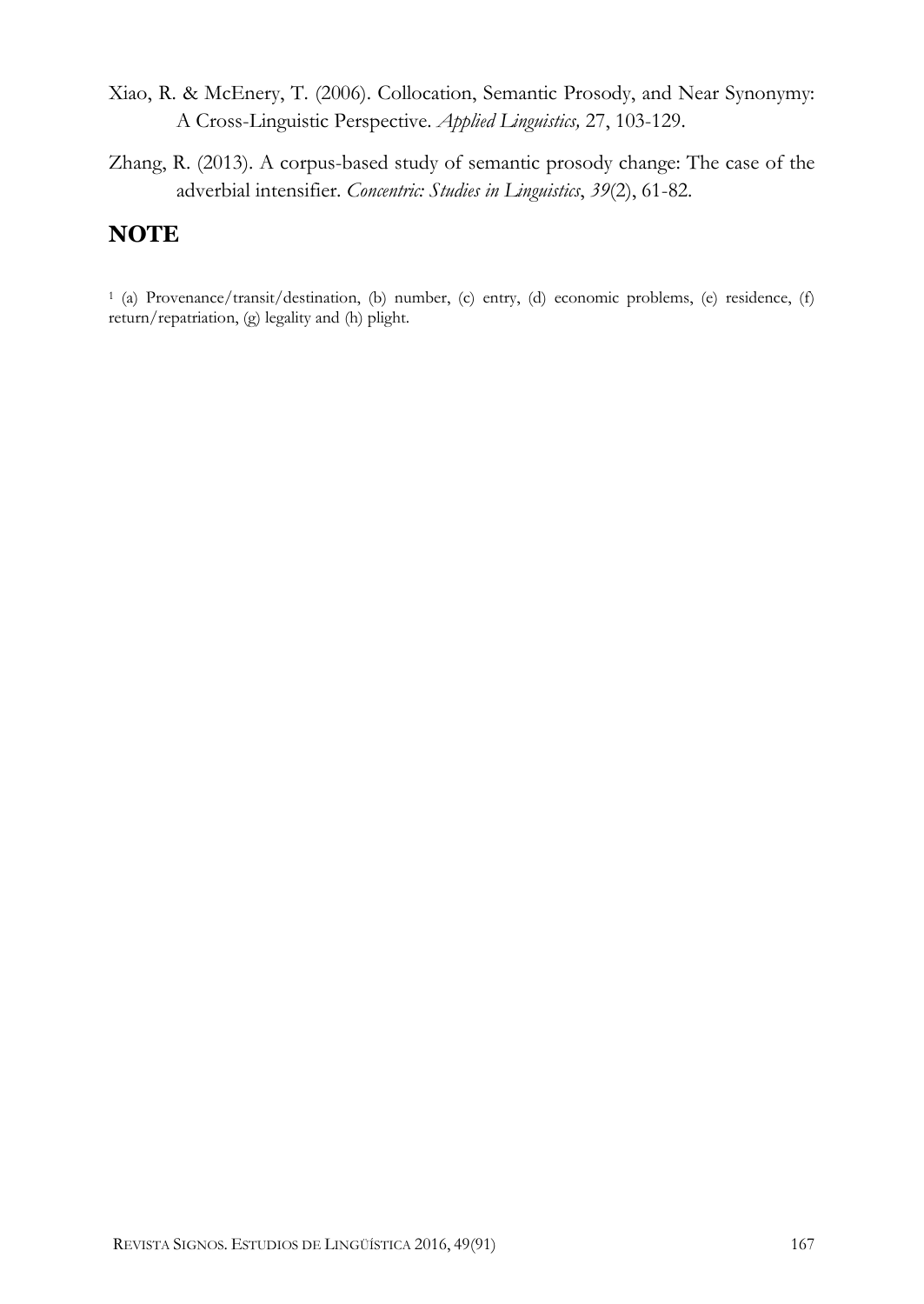Xiao, R. & McEnery, T. (2006). Collocation, Semantic Prosody, and Near Synonymy: A Cross-Linguistic Perspective. *Applied Linguistics,* 27, 103-129.

Zhang, R. (2013). A corpus-based study of semantic prosody change: The case of the adverbial intensifier. *Concentric: Studies in Linguistics*, *39*(2), 61-82.

## NOTE

[1] (a) Provenance/transit/destination, (b) number, (c) entry, (d) economic problems, (e) residence, (f) return/repatriation, (g) legality and (h) plight.